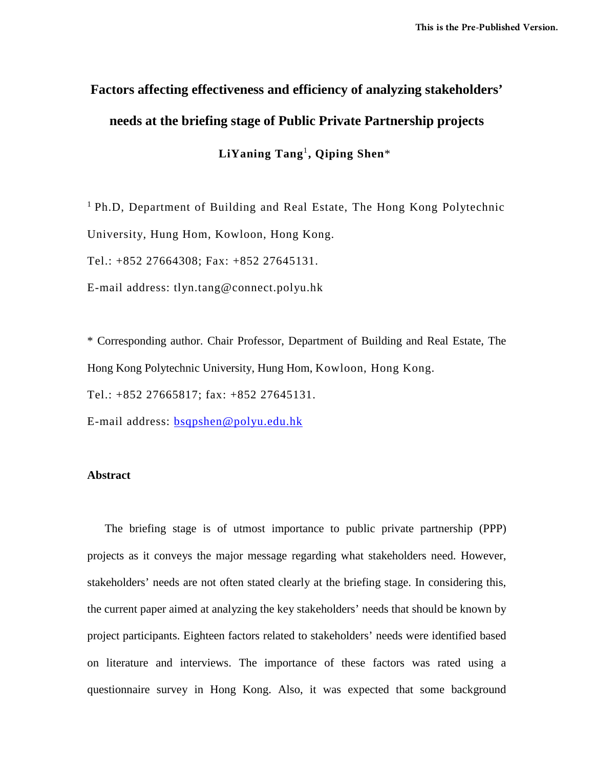This is the Pre-Published Version.

# Factors affecting effectiveness and efficiency of analyzing stakeholders' needs at the briefing stage of Public Private Partnership projects

**LiYaning Tang[1], Qiping Shen***

[1] Ph.D, Department of Building and Real Estate, The Hong Kong Polytechnic University, Hung Hom, Kowloon, Hong Kong.

Tel.: +852 27664308; Fax: +852 27645131.

E-mail address: tlyn.tang@connect.polyu.hk

* Corresponding author. Chair Professor, Department of Building and Real Estate, The Hong Kong Polytechnic University, Hung Hom, Kowloon, Hong Kong.

Tel.: +852 27665817; fax: +852 27645131.

E-mail address: bsqpshen@polyu.edu.hk

## Abstract

The briefing stage is of utmost importance to public private partnership (PPP) projects as it conveys the major message regarding what stakeholders need. However, stakeholders' needs are not often stated clearly at the briefing stage. In considering this, the current paper aimed at analyzing the key stakeholders' needs that should be known by project participants. Eighteen factors related to stakeholders' needs were identified based on literature and interviews. The importance of these factors was rated using a questionnaire survey in Hong Kong. Also, it was expected that some background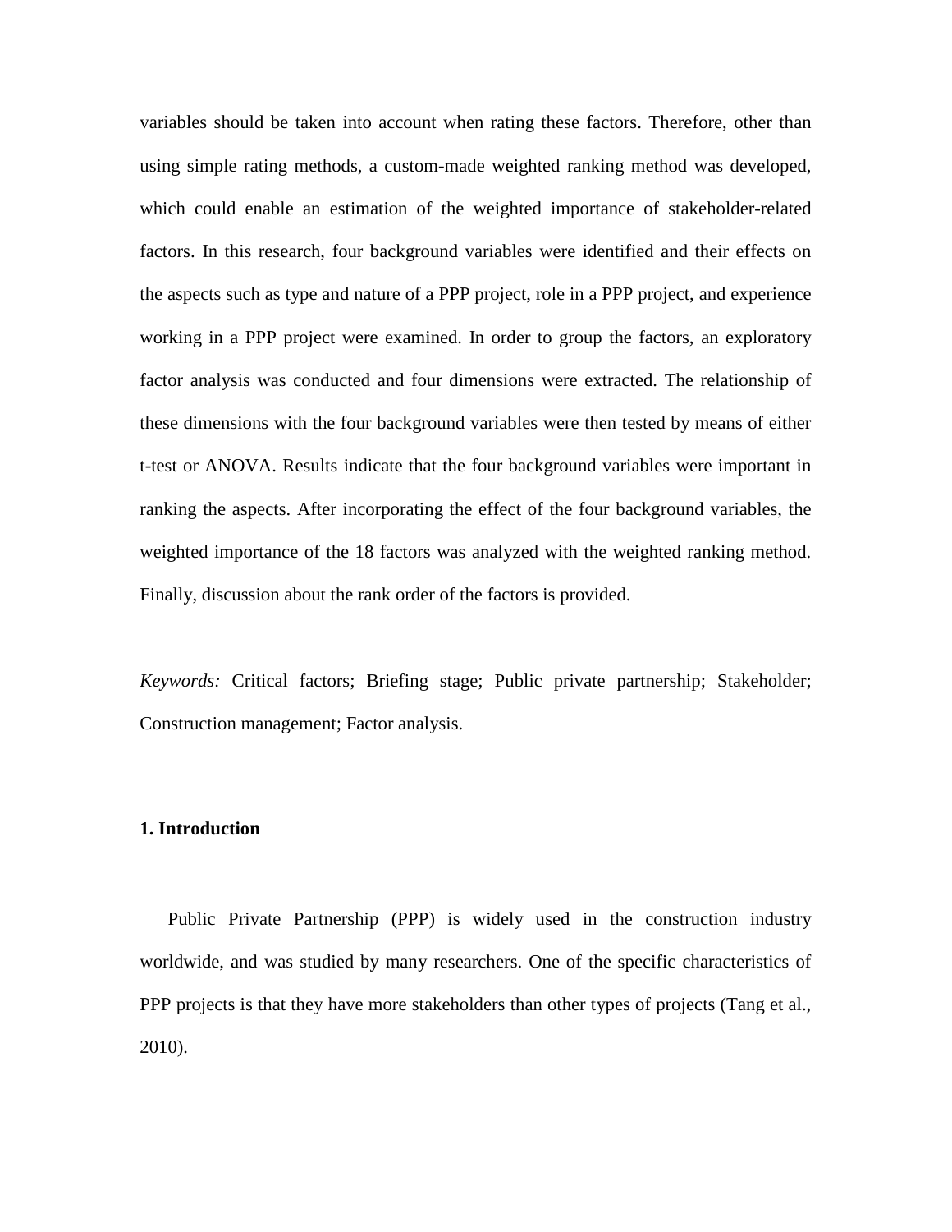variables should be taken into account when rating these factors. Therefore, other than using simple rating methods, a custom-made weighted ranking method was developed, which could enable an estimation of the weighted importance of stakeholder-related factors. In this research, four background variables were identified and their effects on the aspects such as type and nature of a PPP project, role in a PPP project, and experience working in a PPP project were examined. In order to group the factors, an exploratory factor analysis was conducted and four dimensions were extracted. The relationship of these dimensions with the four background variables were then tested by means of either t-test or ANOVA. Results indicate that the four background variables were important in ranking the aspects. After incorporating the effect of the four background variables, the weighted importance of the 18 factors was analyzed with the weighted ranking method. Finally, discussion about the rank order of the factors is provided.

*Keywords:* Critical factors; Briefing stage; Public private partnership; Stakeholder; Construction management; Factor analysis.

## 1. Introduction

Public Private Partnership (PPP) is widely used in the construction industry worldwide, and was studied by many researchers. One of the specific characteristics of PPP projects is that they have more stakeholders than other types of projects (Tang et al., 2010).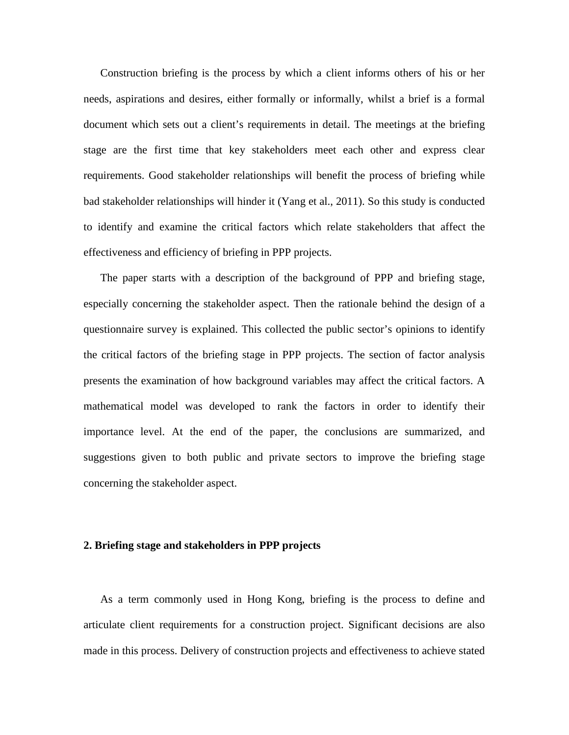Construction briefing is the process by which a client informs others of his or her needs, aspirations and desires, either formally or informally, whilst a brief is a formal document which sets out a client's requirements in detail. The meetings at the briefing stage are the first time that key stakeholders meet each other and express clear requirements. Good stakeholder relationships will benefit the process of briefing while bad stakeholder relationships will hinder it (Yang et al., 2011). So this study is conducted to identify and examine the critical factors which relate stakeholders that affect the effectiveness and efficiency of briefing in PPP projects.

The paper starts with a description of the background of PPP and briefing stage, especially concerning the stakeholder aspect. Then the rationale behind the design of a questionnaire survey is explained. This collected the public sector's opinions to identify the critical factors of the briefing stage in PPP projects. The section of factor analysis presents the examination of how background variables may affect the critical factors. A mathematical model was developed to rank the factors in order to identify their importance level. At the end of the paper, the conclusions are summarized, and suggestions given to both public and private sectors to improve the briefing stage concerning the stakeholder aspect.

## 2. Briefing stage and stakeholders in PPP projects

As a term commonly used in Hong Kong, briefing is the process to define and articulate client requirements for a construction project. Significant decisions are also made in this process. Delivery of construction projects and effectiveness to achieve stated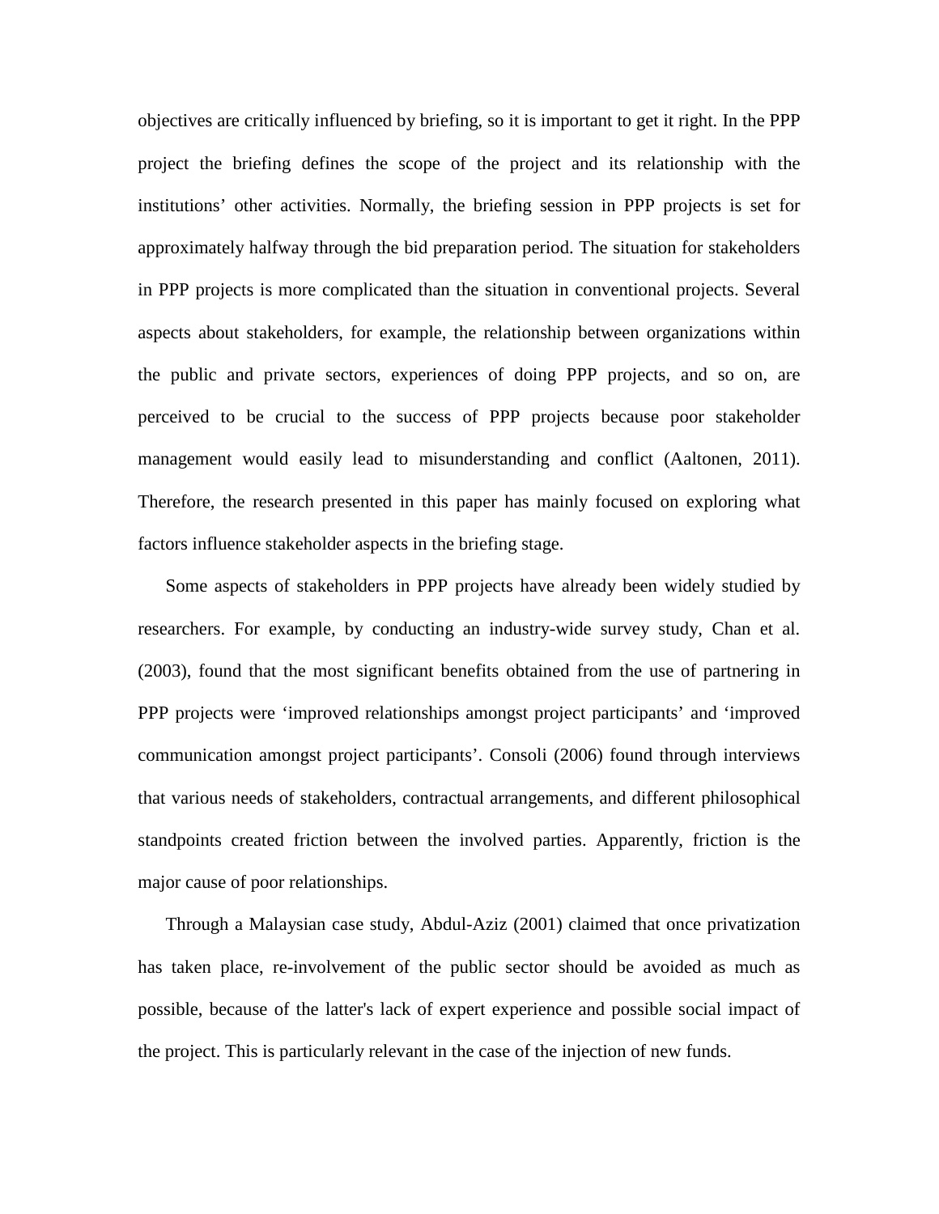objectives are critically influenced by briefing, so it is important to get it right. In the PPP project the briefing defines the scope of the project and its relationship with the institutions' other activities. Normally, the briefing session in PPP projects is set for approximately halfway through the bid preparation period. The situation for stakeholders in PPP projects is more complicated than the situation in conventional projects. Several aspects about stakeholders, for example, the relationship between organizations within the public and private sectors, experiences of doing PPP projects, and so on, are perceived to be crucial to the success of PPP projects because poor stakeholder management would easily lead to misunderstanding and conflict (Aaltonen, 2011). Therefore, the research presented in this paper has mainly focused on exploring what factors influence stakeholder aspects in the briefing stage.

Some aspects of stakeholders in PPP projects have already been widely studied by researchers. For example, by conducting an industry-wide survey study, Chan et al. (2003), found that the most significant benefits obtained from the use of partnering in PPP projects were 'improved relationships amongst project participants' and 'improved communication amongst project participants'. Consoli (2006) found through interviews that various needs of stakeholders, contractual arrangements, and different philosophical standpoints created friction between the involved parties. Apparently, friction is the major cause of poor relationships.

Through a Malaysian case study, Abdul-Aziz (2001) claimed that once privatization has taken place, re-involvement of the public sector should be avoided as much as possible, because of the latter's lack of expert experience and possible social impact of the project. This is particularly relevant in the case of the injection of new funds.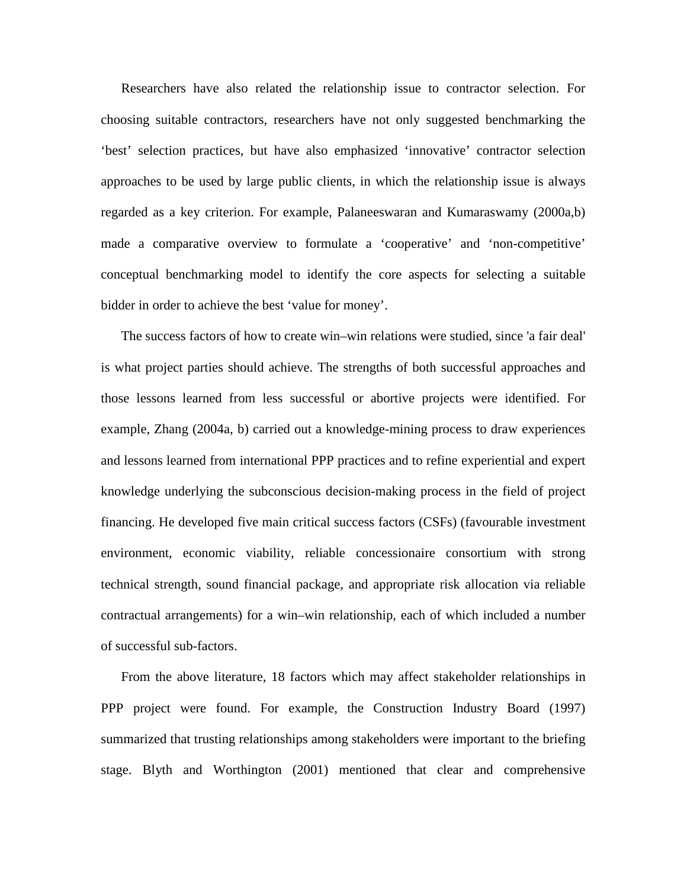Researchers have also related the relationship issue to contractor selection. For choosing suitable contractors, researchers have not only suggested benchmarking the 'best' selection practices, but have also emphasized 'innovative' contractor selection approaches to be used by large public clients, in which the relationship issue is always regarded as a key criterion. For example, Palaneeswaran and Kumaraswamy (2000a,b) made a comparative overview to formulate a 'cooperative' and 'non-competitive' conceptual benchmarking model to identify the core aspects for selecting a suitable bidder in order to achieve the best 'value for money'.

The success factors of how to create win–win relations were studied, since 'a fair deal' is what project parties should achieve. The strengths of both successful approaches and those lessons learned from less successful or abortive projects were identified. For example, Zhang (2004a, b) carried out a knowledge-mining process to draw experiences and lessons learned from international PPP practices and to refine experiential and expert knowledge underlying the subconscious decision-making process in the field of project financing. He developed five main critical success factors (CSFs) (favourable investment environment, economic viability, reliable concessionaire consortium with strong technical strength, sound financial package, and appropriate risk allocation via reliable contractual arrangements) for a win–win relationship, each of which included a number of successful sub-factors.

From the above literature, 18 factors which may affect stakeholder relationships in PPP project were found. For example, the Construction Industry Board (1997) summarized that trusting relationships among stakeholders were important to the briefing stage. Blyth and Worthington (2001) mentioned that clear and comprehensive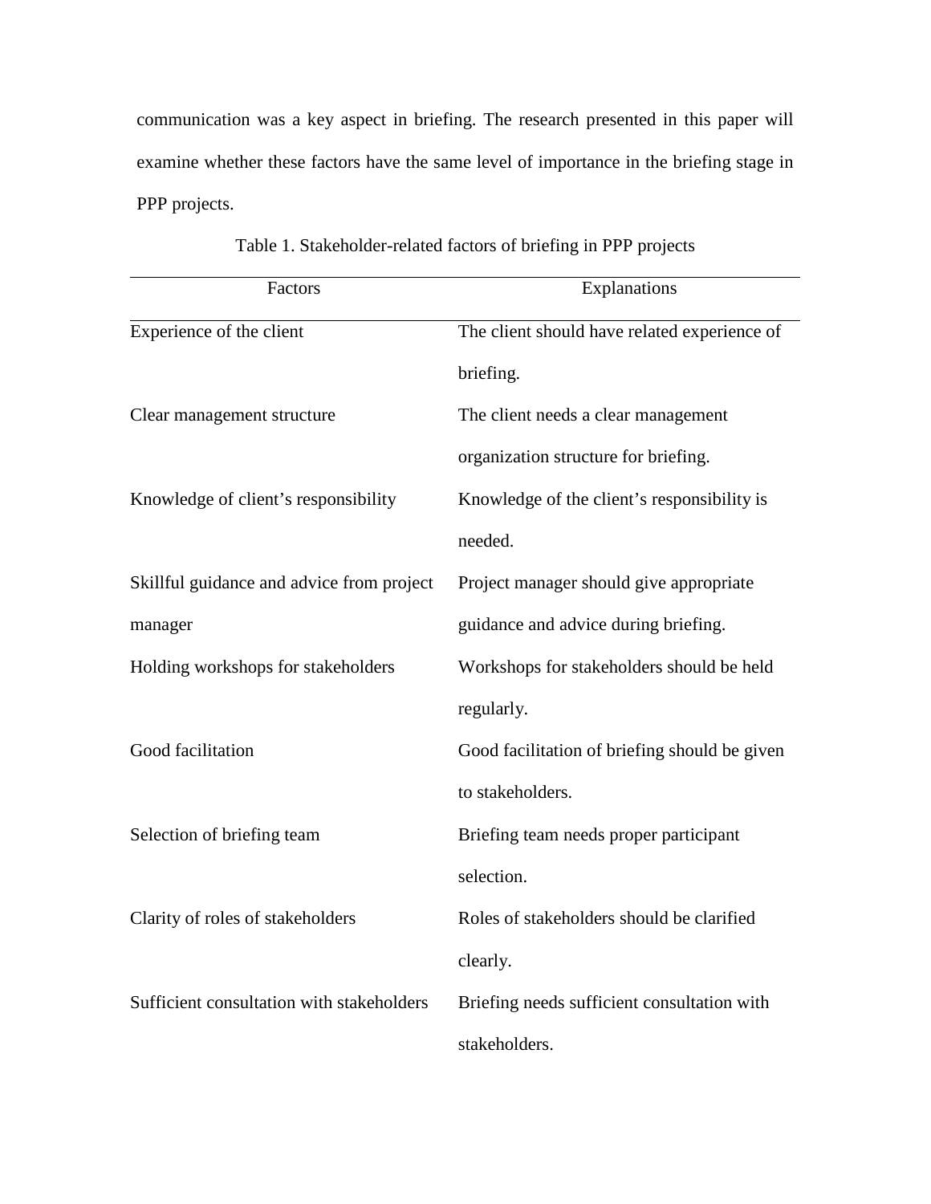communication was a key aspect in briefing. The research presented in this paper will examine whether these factors have the same level of importance in the briefing stage in PPP projects.

Table 1. Stakeholder-related factors of briefing in PPP projects

| Factors | Explanations |
|---|---|
| Experience of the client | The client should have related experience of briefing. |
| Clear management structure | The client needs a clear management organization structure for briefing. |
| Knowledge of client's responsibility | Knowledge of the client's responsibility is needed. |
| Skillful guidance and advice from project manager | Project manager should give appropriate guidance and advice during briefing. |
| Holding workshops for stakeholders | Workshops for stakeholders should be held regularly. |
| Good facilitation | Good facilitation of briefing should be given to stakeholders. |
| Selection of briefing team | Briefing team needs proper participant selection. |
| Clarity of roles of stakeholders | Roles of stakeholders should be clarified clearly. |
| Sufficient consultation with stakeholders | Briefing needs sufficient consultation with stakeholders. |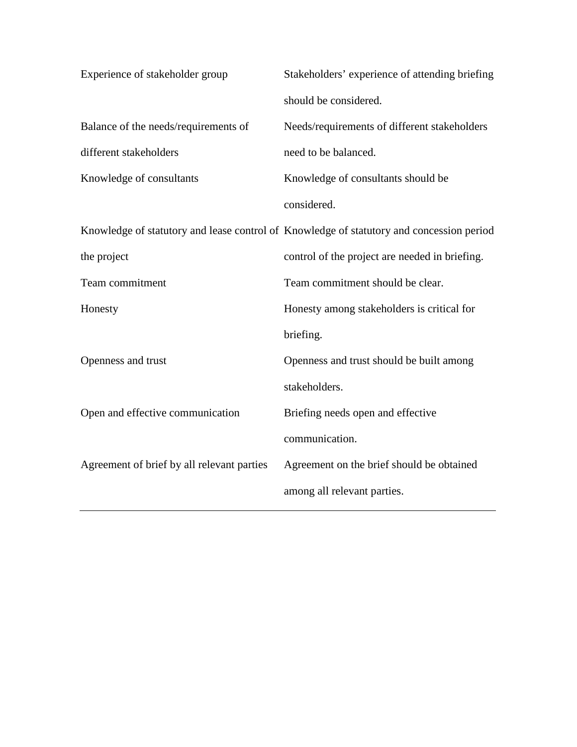| | |
|---|---|
| Experience of stakeholder group | Stakeholders' experience of attending briefing should be considered. |
| Balance of the needs/requirements of different stakeholders | Needs/requirements of different stakeholders need to be balanced. |
| Knowledge of consultants | Knowledge of consultants should be considered. |
| Knowledge of statutory and lease control of the project | Knowledge of statutory and concession period control of the project are needed in briefing. |
| Team commitment | Team commitment should be clear. |
| Honesty | Honesty among stakeholders is critical for briefing. |
| Openness and trust | Openness and trust should be built among stakeholders. |
| Open and effective communication | Briefing needs open and effective communication. |
| Agreement of brief by all relevant parties | Agreement on the brief should be obtained among all relevant parties. |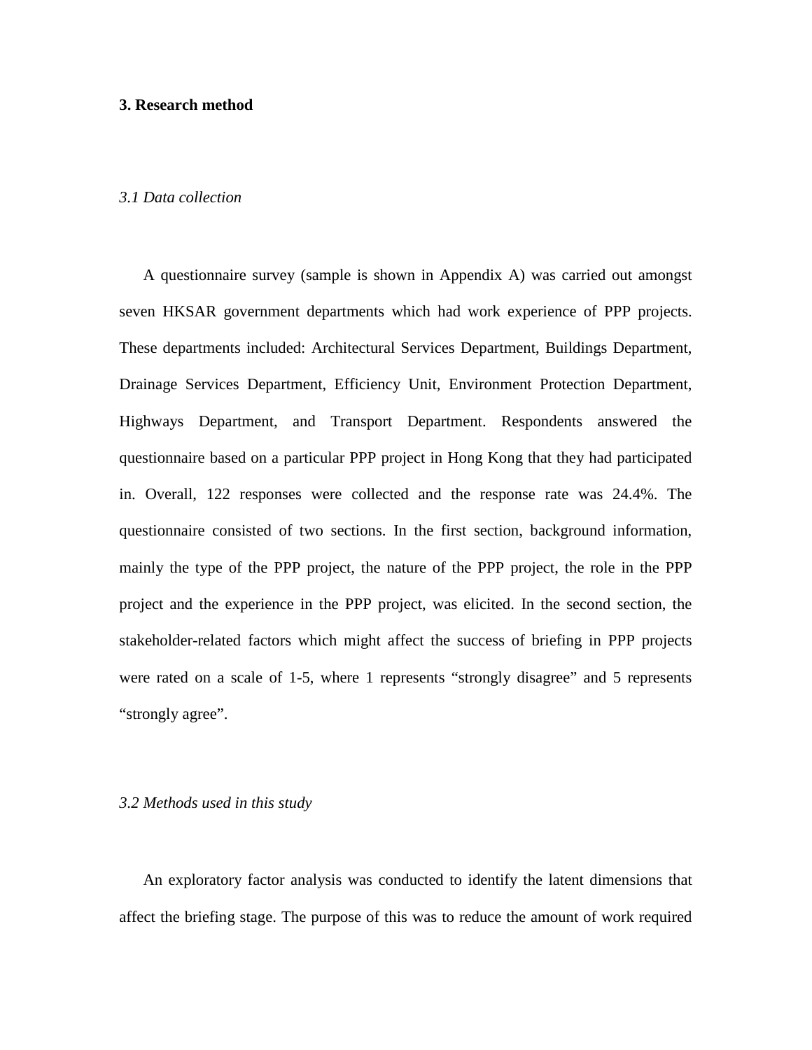## 3. Research method

### *3.1 Data collection*

A questionnaire survey (sample is shown in Appendix A) was carried out amongst seven HKSAR government departments which had work experience of PPP projects. These departments included: Architectural Services Department, Buildings Department, Drainage Services Department, Efficiency Unit, Environment Protection Department, Highways Department, and Transport Department. Respondents answered the questionnaire based on a particular PPP project in Hong Kong that they had participated in. Overall, 122 responses were collected and the response rate was 24.4%. The questionnaire consisted of two sections. In the first section, background information, mainly the type of the PPP project, the nature of the PPP project, the role in the PPP project and the experience in the PPP project, was elicited. In the second section, the stakeholder-related factors which might affect the success of briefing in PPP projects were rated on a scale of 1-5, where 1 represents "strongly disagree" and 5 represents "strongly agree".

### *3.2 Methods used in this study*

An exploratory factor analysis was conducted to identify the latent dimensions that affect the briefing stage. The purpose of this was to reduce the amount of work required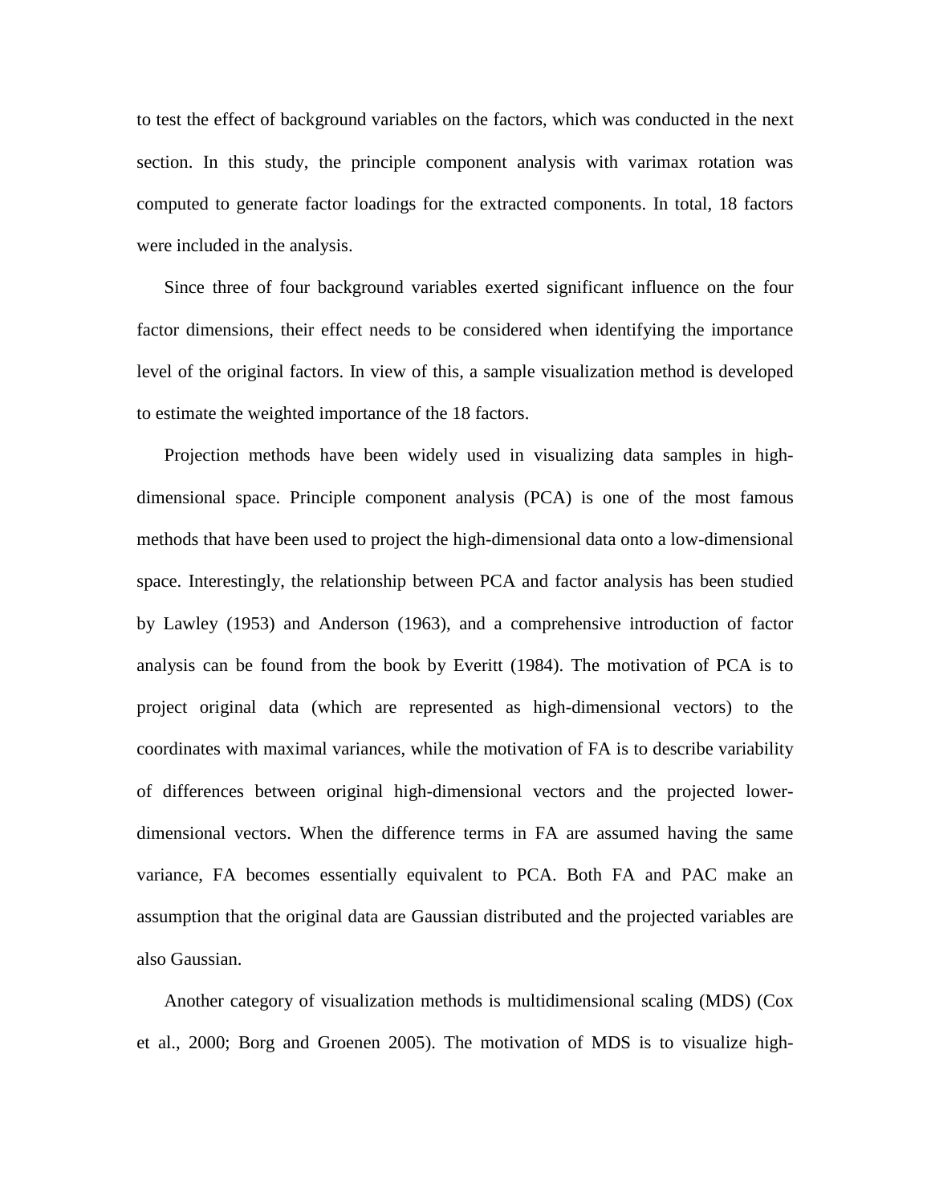to test the effect of background variables on the factors, which was conducted in the next section. In this study, the principle component analysis with varimax rotation was computed to generate factor loadings for the extracted components. In total, 18 factors were included in the analysis.

Since three of four background variables exerted significant influence on the four factor dimensions, their effect needs to be considered when identifying the importance level of the original factors. In view of this, a sample visualization method is developed to estimate the weighted importance of the 18 factors.

Projection methods have been widely used in visualizing data samples in high-dimensional space. Principle component analysis (PCA) is one of the most famous methods that have been used to project the high-dimensional data onto a low-dimensional space. Interestingly, the relationship between PCA and factor analysis has been studied by Lawley (1953) and Anderson (1963), and a comprehensive introduction of factor analysis can be found from the book by Everitt (1984). The motivation of PCA is to project original data (which are represented as high-dimensional vectors) to the coordinates with maximal variances, while the motivation of FA is to describe variability of differences between original high-dimensional vectors and the projected lower-dimensional vectors. When the difference terms in FA are assumed having the same variance, FA becomes essentially equivalent to PCA. Both FA and PAC make an assumption that the original data are Gaussian distributed and the projected variables are also Gaussian.

Another category of visualization methods is multidimensional scaling (MDS) (Cox et al., 2000; Borg and Groenen 2005). The motivation of MDS is to visualize high-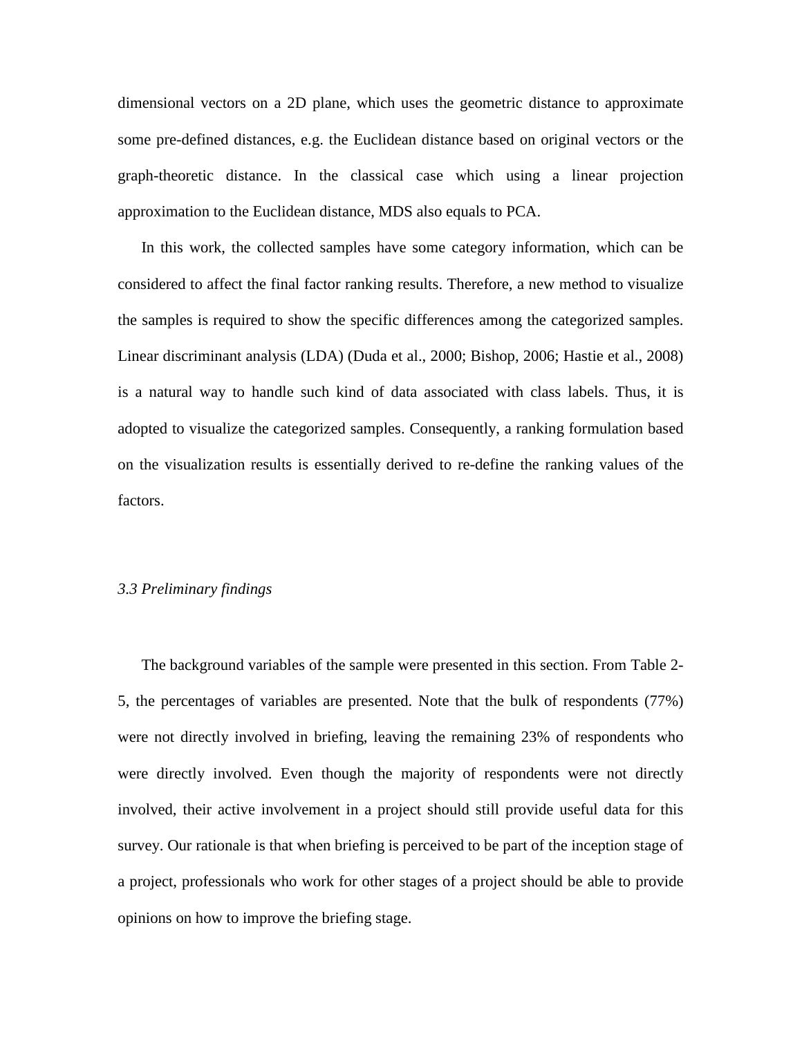dimensional vectors on a 2D plane, which uses the geometric distance to approximate some pre-defined distances, e.g. the Euclidean distance based on original vectors or the graph-theoretic distance. In the classical case which using a linear projection approximation to the Euclidean distance, MDS also equals to PCA.

In this work, the collected samples have some category information, which can be considered to affect the final factor ranking results. Therefore, a new method to visualize the samples is required to show the specific differences among the categorized samples. Linear discriminant analysis (LDA) (Duda et al., 2000; Bishop, 2006; Hastie et al., 2008) is a natural way to handle such kind of data associated with class labels. Thus, it is adopted to visualize the categorized samples. Consequently, a ranking formulation based on the visualization results is essentially derived to re-define the ranking values of the factors.

### *3.3 Preliminary findings*

The background variables of the sample were presented in this section. From Table 2-5, the percentages of variables are presented. Note that the bulk of respondents (77%) were not directly involved in briefing, leaving the remaining 23% of respondents who were directly involved. Even though the majority of respondents were not directly involved, their active involvement in a project should still provide useful data for this survey. Our rationale is that when briefing is perceived to be part of the inception stage of a project, professionals who work for other stages of a project should be able to provide opinions on how to improve the briefing stage.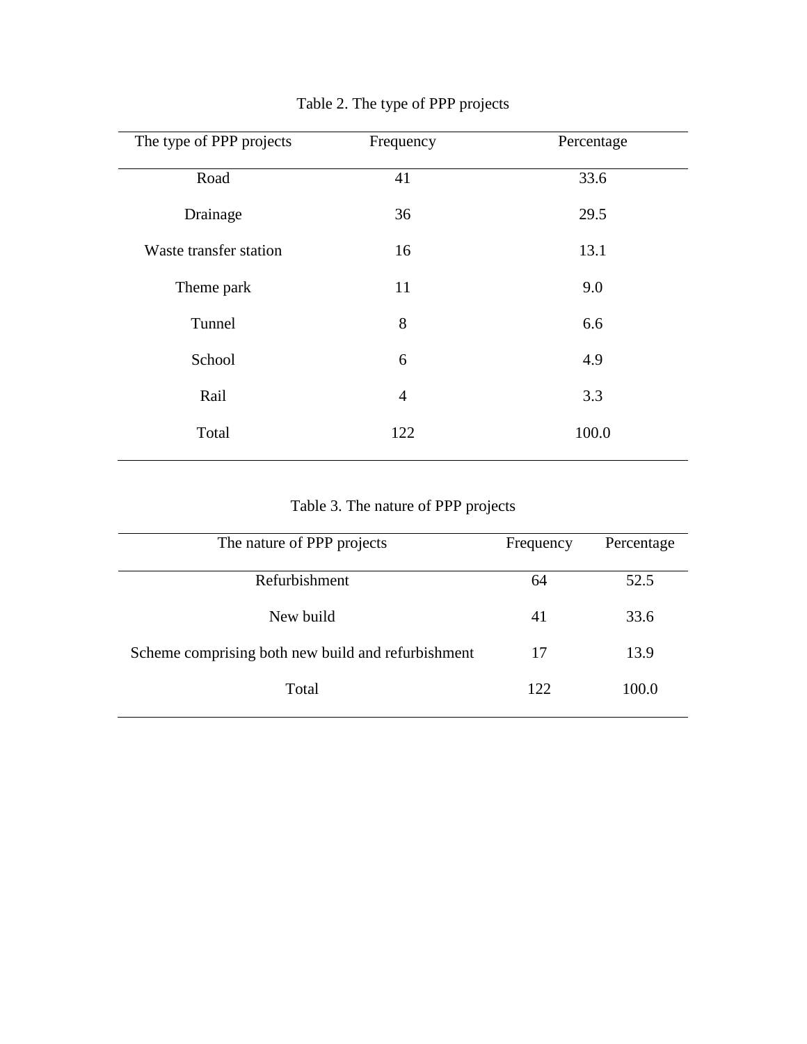Table 2. The type of PPP projects

| The type of PPP projects | Frequency | Percentage |
| --- | --- | --- |
| Road | 41 | 33.6 |
| Drainage | 36 | 29.5 |
| Waste transfer station | 16 | 13.1 |
| Theme park | 11 | 9.0 |
| Tunnel | 8 | 6.6 |
| School | 6 | 4.9 |
| Rail | 4 | 3.3 |
| Total | 122 | 100.0 |

Table 3. The nature of PPP projects

| The nature of PPP projects | Frequency | Percentage |
| --- | --- | --- |
| Refurbishment | 64 | 52.5 |
| New build | 41 | 33.6 |
| Scheme comprising both new build and refurbishment | 17 | 13.9 |
| Total | 122 | 100.0 |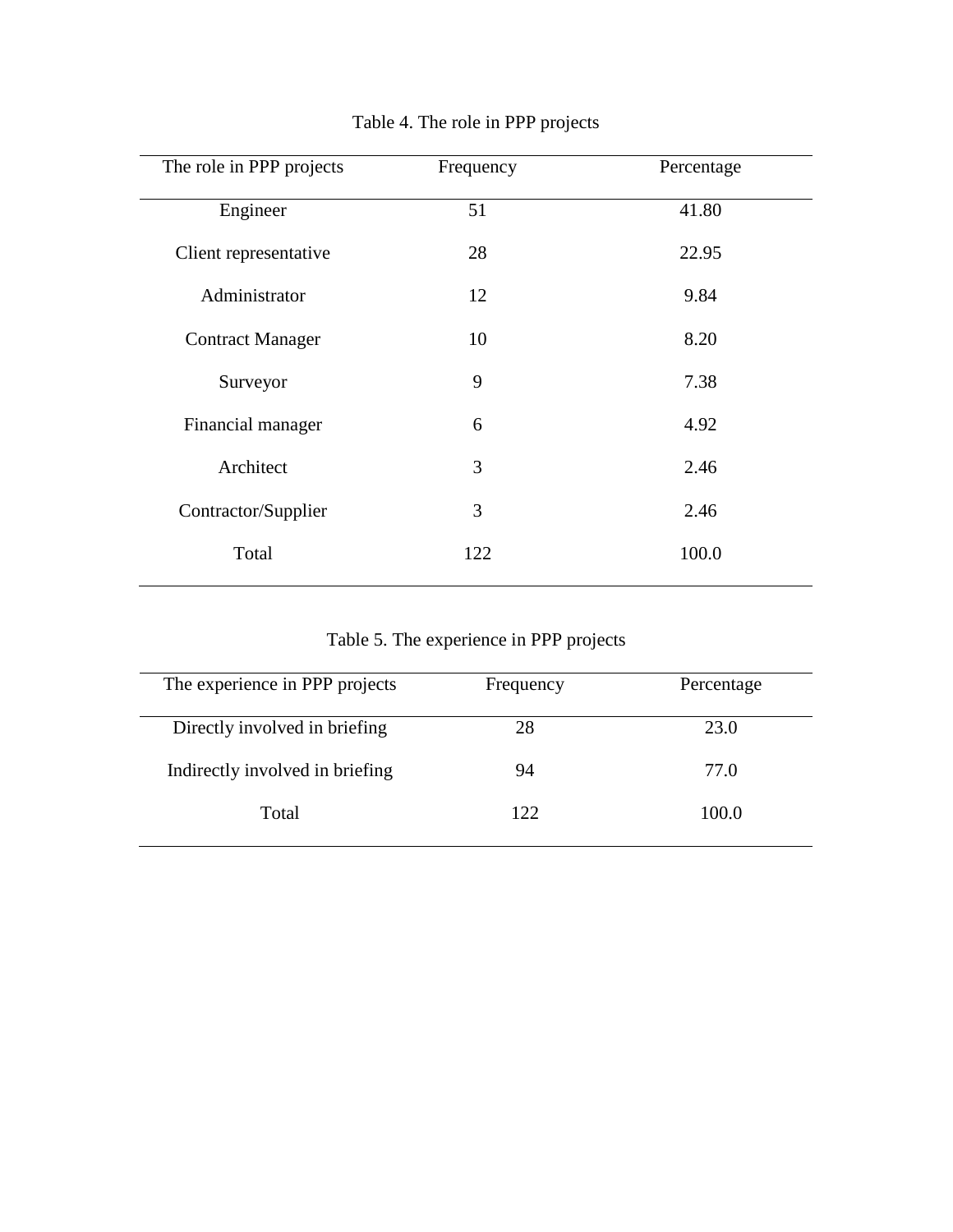Table 4. The role in PPP projects

| The role in PPP projects | Frequency | Percentage |
|---|---|---|
| Engineer | 51 | 41.80 |
| Client representative | 28 | 22.95 |
| Administrator | 12 | 9.84 |
| Contract Manager | 10 | 8.20 |
| Surveyor | 9 | 7.38 |
| Financial manager | 6 | 4.92 |
| Architect | 3 | 2.46 |
| Contractor/Supplier | 3 | 2.46 |
| Total | 122 | 100.0 |

Table 5. The experience in PPP projects

| The experience in PPP projects | Frequency | Percentage |
|---|---|---|
| Directly involved in briefing | 28 | 23.0 |
| Indirectly involved in briefing | 94 | 77.0 |
| Total | 122 | 100.0 |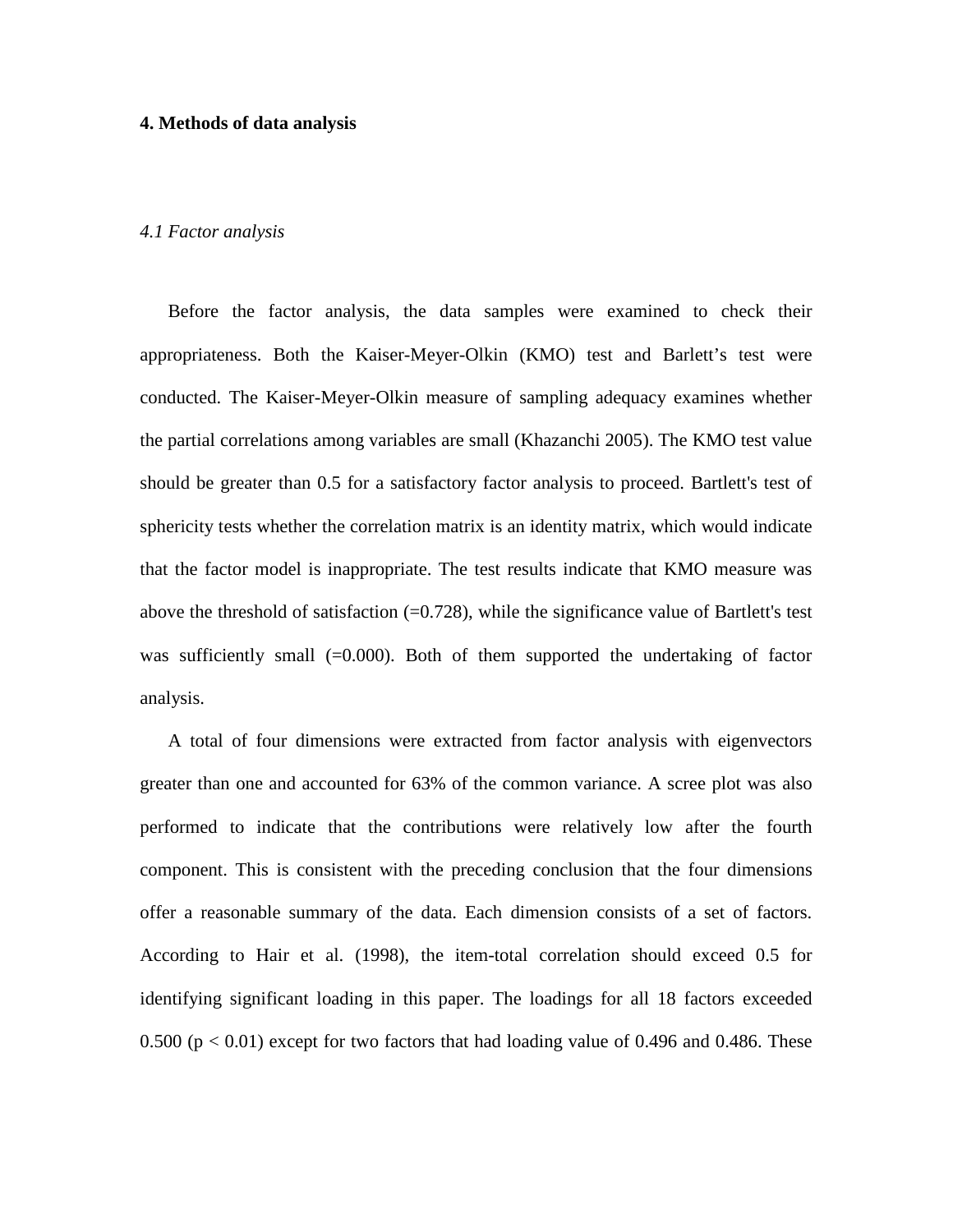## 4. Methods of data analysis

### *4.1 Factor analysis*

Before the factor analysis, the data samples were examined to check their appropriateness. Both the Kaiser-Meyer-Olkin (KMO) test and Barlett's test were conducted. The Kaiser-Meyer-Olkin measure of sampling adequacy examines whether the partial correlations among variables are small (Khazanchi 2005). The KMO test value should be greater than 0.5 for a satisfactory factor analysis to proceed. Bartlett's test of sphericity tests whether the correlation matrix is an identity matrix, which would indicate that the factor model is inappropriate. The test results indicate that KMO measure was above the threshold of satisfaction (=0.728), while the significance value of Bartlett's test was sufficiently small (=0.000). Both of them supported the undertaking of factor analysis.

A total of four dimensions were extracted from factor analysis with eigenvectors greater than one and accounted for 63% of the common variance. A scree plot was also performed to indicate that the contributions were relatively low after the fourth component. This is consistent with the preceding conclusion that the four dimensions offer a reasonable summary of the data. Each dimension consists of a set of factors. According to Hair et al. (1998), the item-total correlation should exceed 0.5 for identifying significant loading in this paper. The loadings for all 18 factors exceeded 0.500 ($p < 0.01$) except for two factors that had loading value of 0.496 and 0.486. These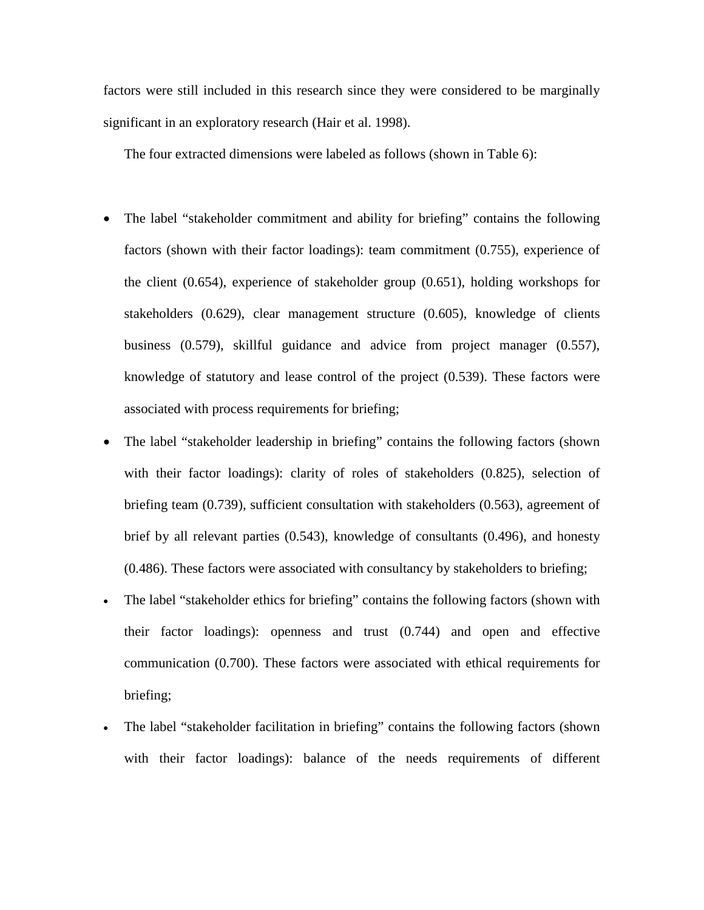factors were still included in this research since they were considered to be marginally significant in an exploratory research (Hair et al. 1998).

The four extracted dimensions were labeled as follows (shown in Table 6):

- The label "stakeholder commitment and ability for briefing" contains the following factors (shown with their factor loadings): team commitment (0.755), experience of the client (0.654), experience of stakeholder group (0.651), holding workshops for stakeholders (0.629), clear management structure (0.605), knowledge of clients business (0.579), skillful guidance and advice from project manager (0.557), knowledge of statutory and lease control of the project (0.539). These factors were associated with process requirements for briefing;
- The label "stakeholder leadership in briefing" contains the following factors (shown with their factor loadings): clarity of roles of stakeholders (0.825), selection of briefing team (0.739), sufficient consultation with stakeholders (0.563), agreement of brief by all relevant parties (0.543), knowledge of consultants (0.496), and honesty (0.486). These factors were associated with consultancy by stakeholders to briefing;
- The label "stakeholder ethics for briefing" contains the following factors (shown with their factor loadings): openness and trust (0.744) and open and effective communication (0.700). These factors were associated with ethical requirements for briefing;
- The label "stakeholder facilitation in briefing" contains the following factors (shown with their factor loadings): balance of the needs requirements of different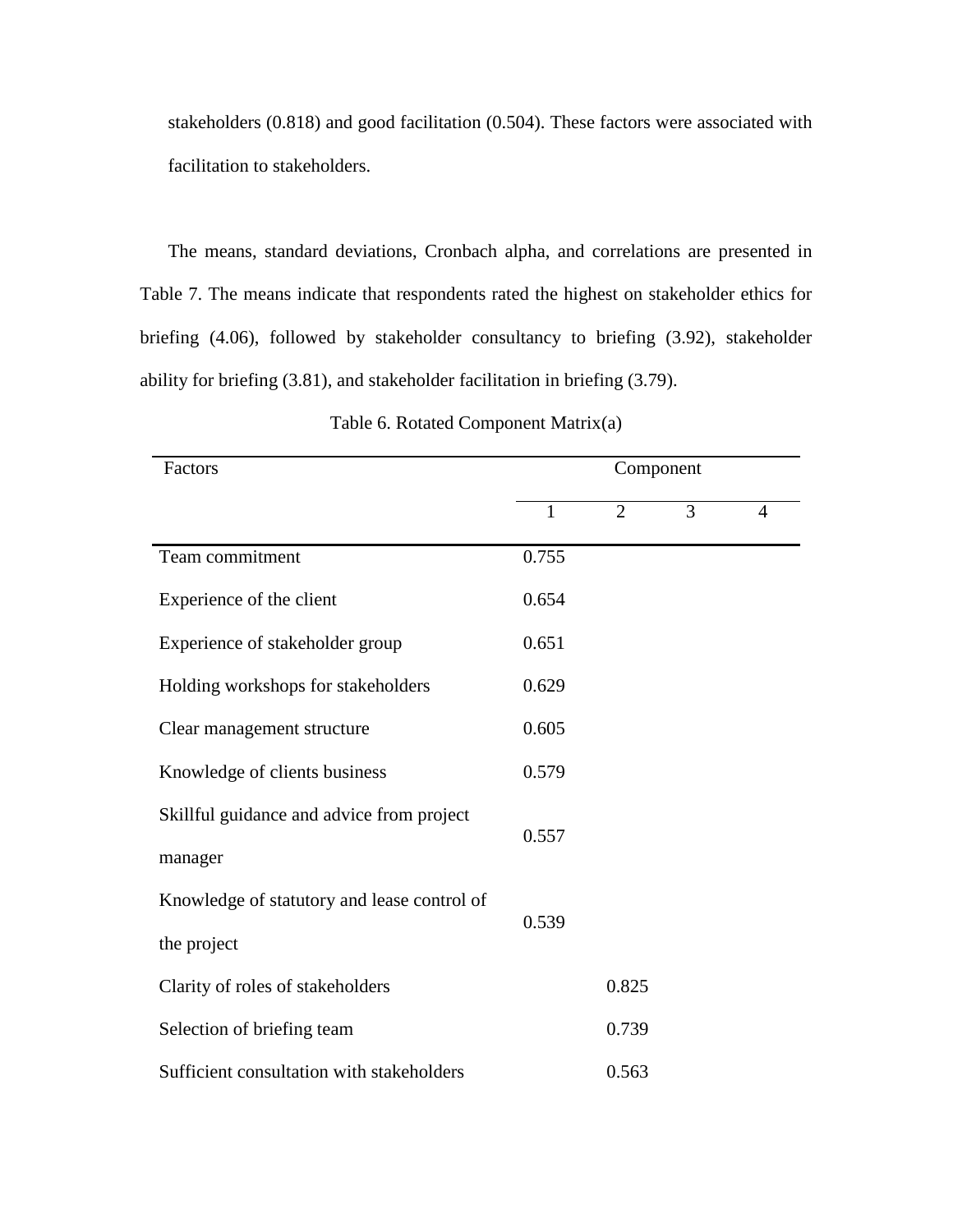stakeholders (0.818) and good facilitation (0.504). These factors were associated with facilitation to stakeholders.

The means, standard deviations, Cronbach alpha, and correlations are presented in Table 7. The means indicate that respondents rated the highest on stakeholder ethics for briefing (4.06), followed by stakeholder consultancy to briefing (3.92), stakeholder ability for briefing (3.81), and stakeholder facilitation in briefing (3.79).

Table 6. Rotated Component Matrix(a)

| Factors | Component | | | |
|---|---|---|---|---|
| | 1 | 2 | 3 | 4 |
| Team commitment | 0.755 | | | |
| Experience of the client | 0.654 | | | |
| Experience of stakeholder group | 0.651 | | | |
| Holding workshops for stakeholders | 0.629 | | | |
| Clear management structure | 0.605 | | | |
| Knowledge of clients business | 0.579 | | | |
| Skillful guidance and advice from project manager | 0.557 | | | |
| Knowledge of statutory and lease control of the project | 0.539 | | | |
| Clarity of roles of stakeholders | | 0.825 | | |
| Selection of briefing team | | 0.739 | | |
| Sufficient consultation with stakeholders | | 0.563 | | |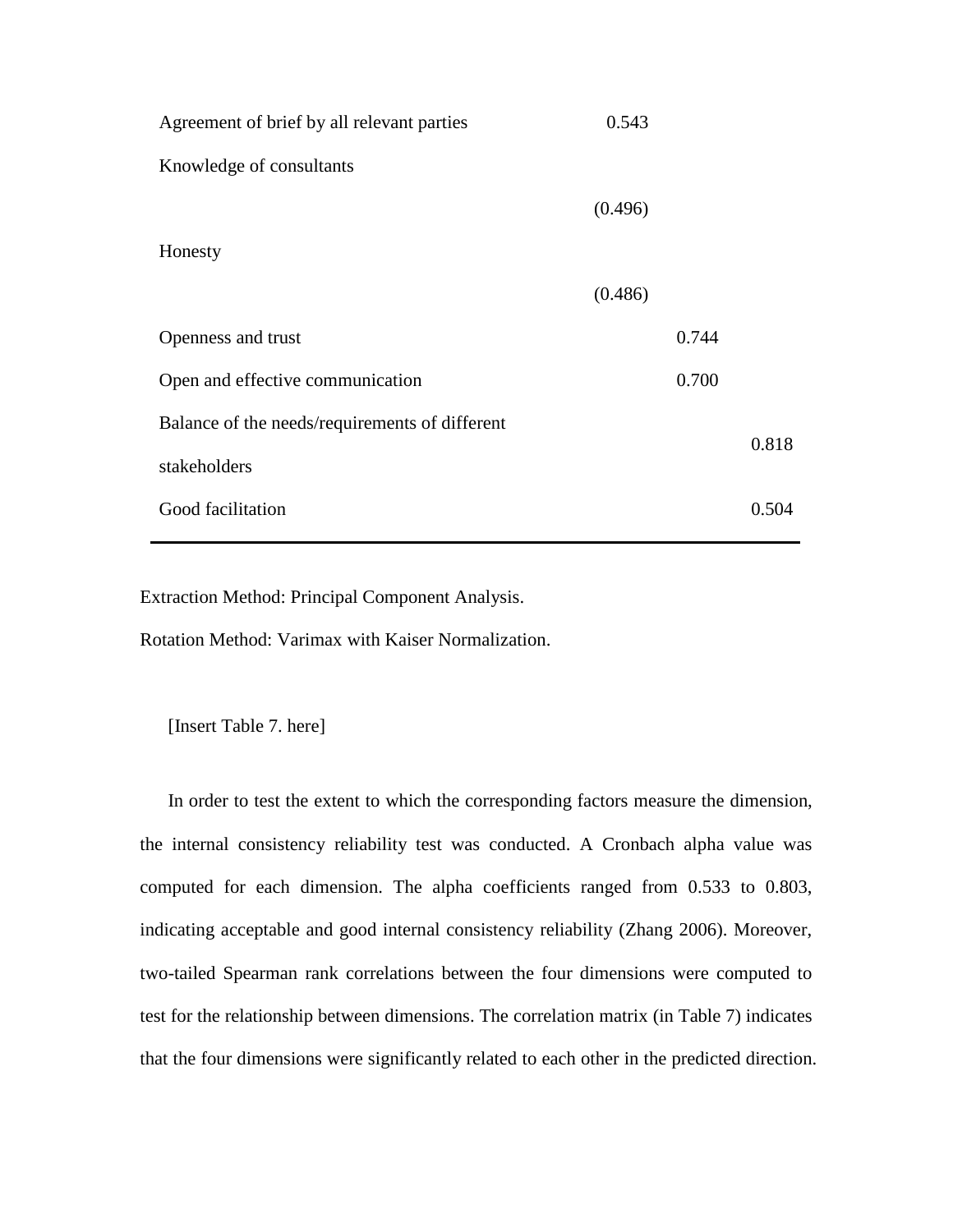| | | | |
|---|---|---|---|
| Agreement of brief by all relevant parties | 0.543 | | |
| Knowledge of consultants | (0.496) | | |
| Honesty | (0.486) | | |
| Openness and trust | | 0.744 | |
| Open and effective communication | | 0.700 | |
| Balance of the needs/requirements of different stakeholders | | | 0.818 |
| Good facilitation | | | 0.504 |

Extraction Method: Principal Component Analysis.

Rotation Method: Varimax with Kaiser Normalization.

[Insert Table 7. here]

In order to test the extent to which the corresponding factors measure the dimension, the internal consistency reliability test was conducted. A Cronbach alpha value was computed for each dimension. The alpha coefficients ranged from 0.533 to 0.803, indicating acceptable and good internal consistency reliability (Zhang 2006). Moreover, two-tailed Spearman rank correlations between the four dimensions were computed to test for the relationship between dimensions. The correlation matrix (in Table 7) indicates that the four dimensions were significantly related to each other in the predicted direction.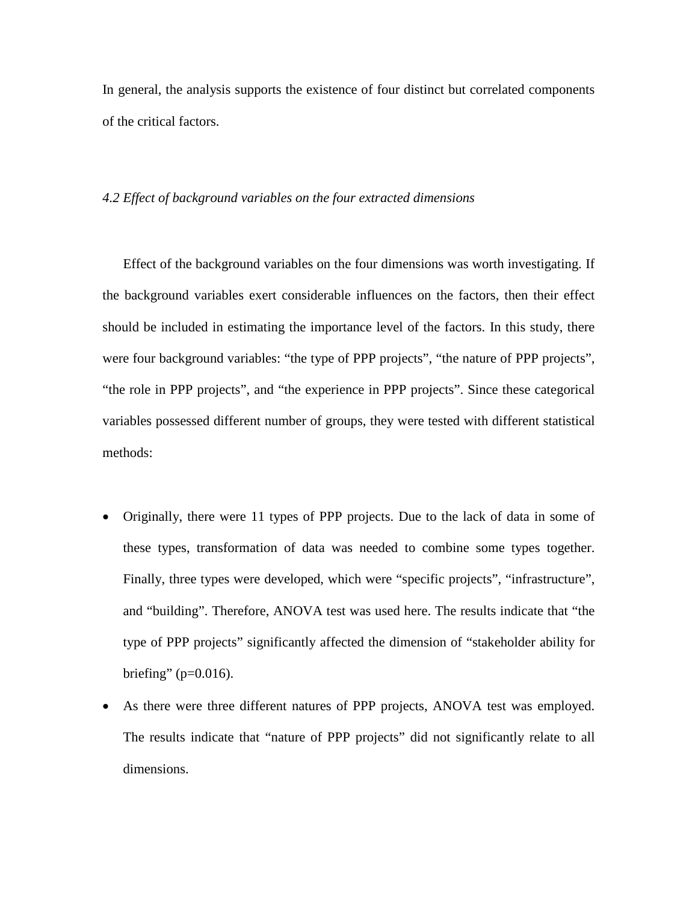In general, the analysis supports the existence of four distinct but correlated components of the critical factors.

*4.2 Effect of background variables on the four extracted dimensions*

Effect of the background variables on the four dimensions was worth investigating. If the background variables exert considerable influences on the factors, then their effect should be included in estimating the importance level of the factors. In this study, there were four background variables: “the type of PPP projects”, “the nature of PPP projects”, “the role in PPP projects”, and “the experience in PPP projects”. Since these categorical variables possessed different number of groups, they were tested with different statistical methods:

- Originally, there were 11 types of PPP projects. Due to the lack of data in some of these types, transformation of data was needed to combine some types together. Finally, three types were developed, which were “specific projects”, “infrastructure”, and “building”. Therefore, ANOVA test was used here. The results indicate that “the type of PPP projects” significantly affected the dimension of “stakeholder ability for briefing” ($p=0.016$).
- As there were three different natures of PPP projects, ANOVA test was employed. The results indicate that “nature of PPP projects” did not significantly relate to all dimensions.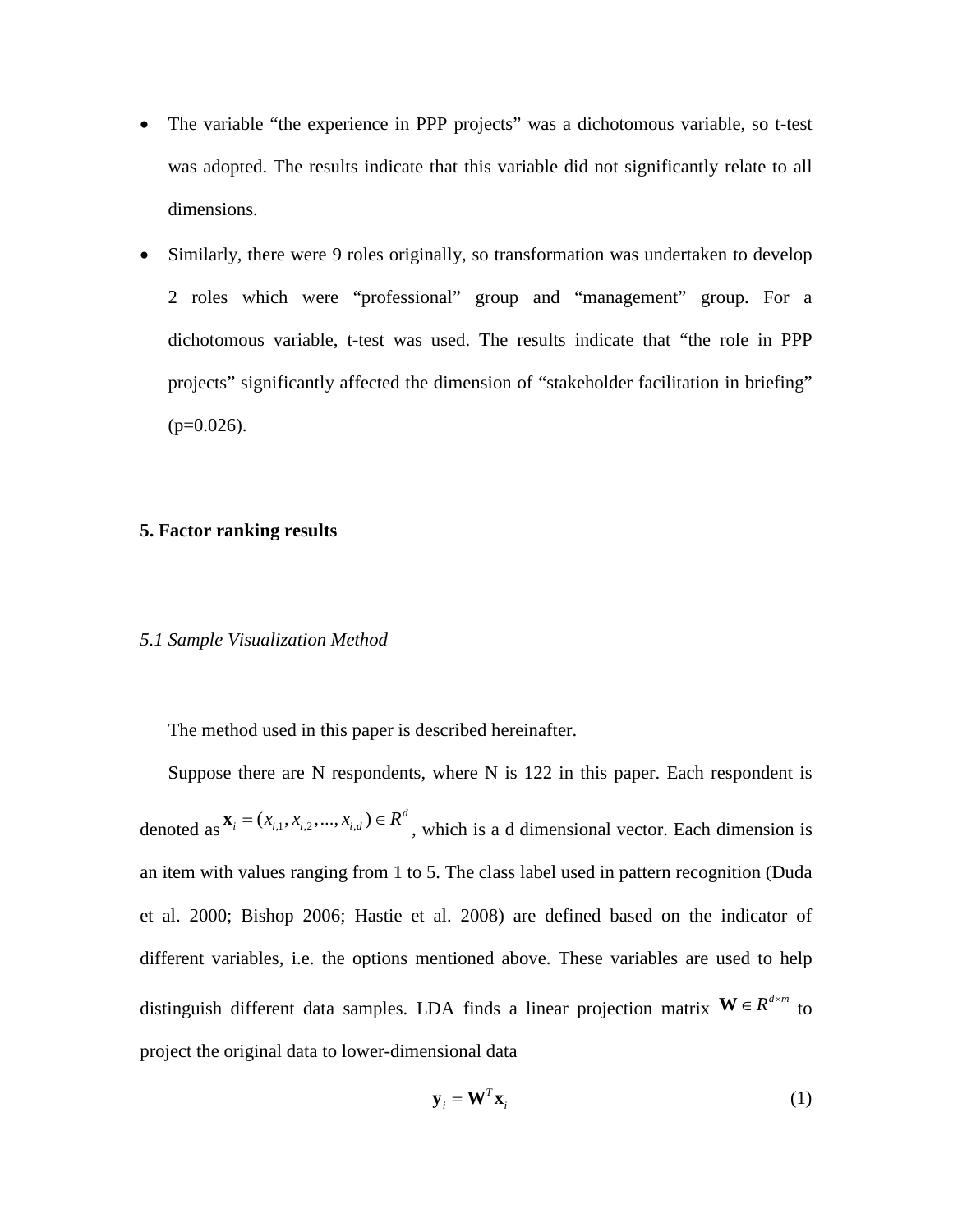- The variable "the experience in PPP projects" was a dichotomous variable, so t-test was adopted. The results indicate that this variable did not significantly relate to all dimensions.
- Similarly, there were 9 roles originally, so transformation was undertaken to develop 2 roles which were "professional" group and "management" group. For a dichotomous variable, t-test was used. The results indicate that "the role in PPP projects" significantly affected the dimension of "stakeholder facilitation in briefing" ($p=0.026$).

## 5. Factor ranking results

### *5.1 Sample Visualization Method*

The method used in this paper is described hereinafter.

Suppose there are N respondents, where N is 122 in this paper. Each respondent is denoted as $\mathbf{x}_i = (x_{i,1}, x_{i,2}, ..., x_{i,d}) \in R^d$ , which is a d dimensional vector. Each dimension is an item with values ranging from 1 to 5. The class label used in pattern recognition (Duda et al. 2000; Bishop 2006; Hastie et al. 2008) are defined based on the indicator of different variables, i.e. the options mentioned above. These variables are used to help distinguish different data samples. LDA finds a linear projection matrix $\mathbf{W} \in R^{d \times m}$ to project the original data to lower-dimensional data

$$\mathbf{y}_i = \mathbf{W}^T \mathbf{x}_i \tag{1}$$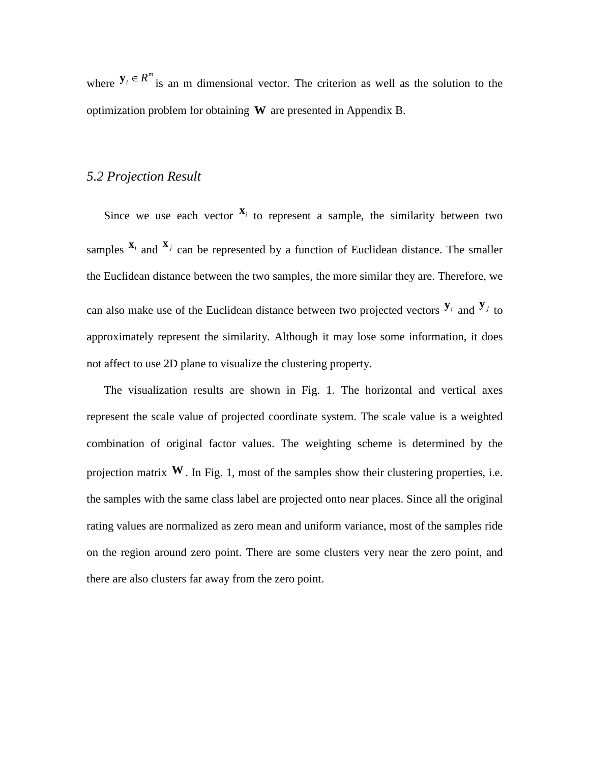where $\mathbf{y}_i \in R^m$ is an m dimensional vector. The criterion as well as the solution to the optimization problem for obtaining $\mathbf{W}$ are presented in Appendix B.

### *5.2 Projection Result*

Since we use each vector $\mathbf{x}_i$ to represent a sample, the similarity between two samples $\mathbf{x}_i$ and $\mathbf{x}_j$ can be represented by a function of Euclidean distance. The smaller the Euclidean distance between the two samples, the more similar they are. Therefore, we can also make use of the Euclidean distance between two projected vectors $\mathbf{y}_i$ and $\mathbf{y}_j$ to approximately represent the similarity. Although it may lose some information, it does not affect to use 2D plane to visualize the clustering property.

The visualization results are shown in Fig. 1. The horizontal and vertical axes represent the scale value of projected coordinate system. The scale value is a weighted combination of original factor values. The weighting scheme is determined by the projection matrix $\mathbf{W}$. In Fig. 1, most of the samples show their clustering properties, i.e. the samples with the same class label are projected onto near places. Since all the original rating values are normalized as zero mean and uniform variance, most of the samples ride on the region around zero point. There are some clusters very near the zero point, and there are also clusters far away from the zero point.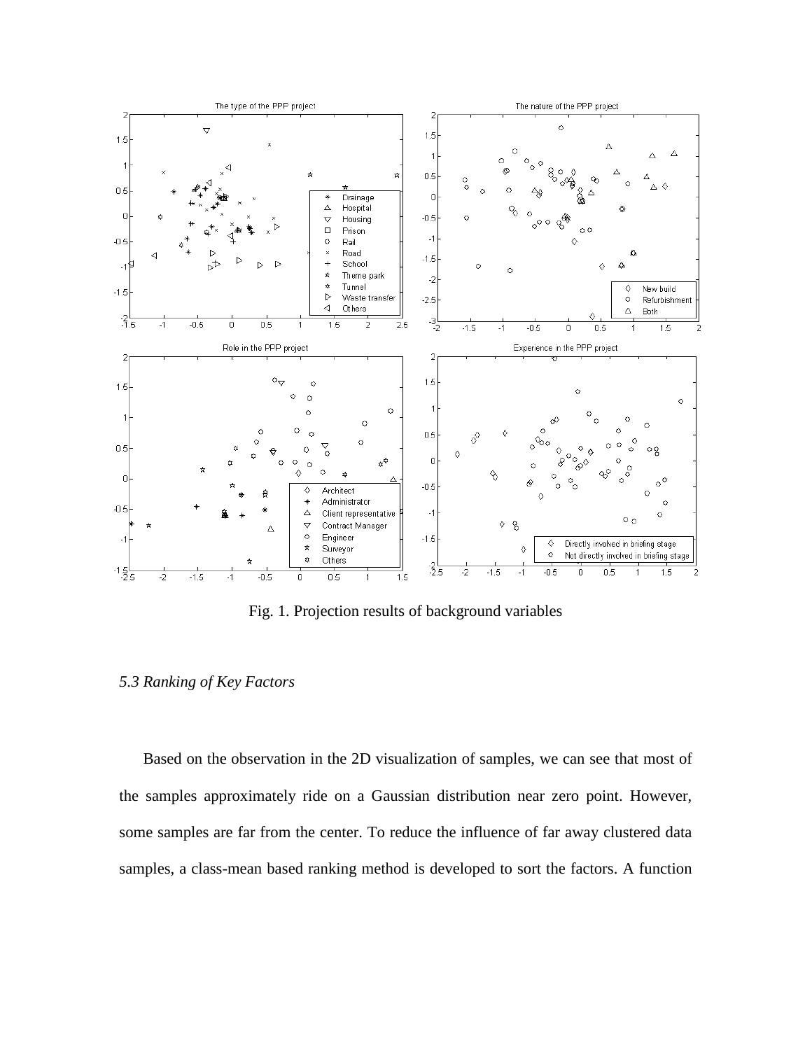Fig. 1. Projection results of background variables

### *5.3 Ranking of Key Factors*

Based on the observation in the 2D visualization of samples, we can see that most of the samples approximately ride on a Gaussian distribution near zero point. However, some samples are far from the center. To reduce the influence of far away clustered data samples, a class-mean based ranking method is developed to sort the factors. A function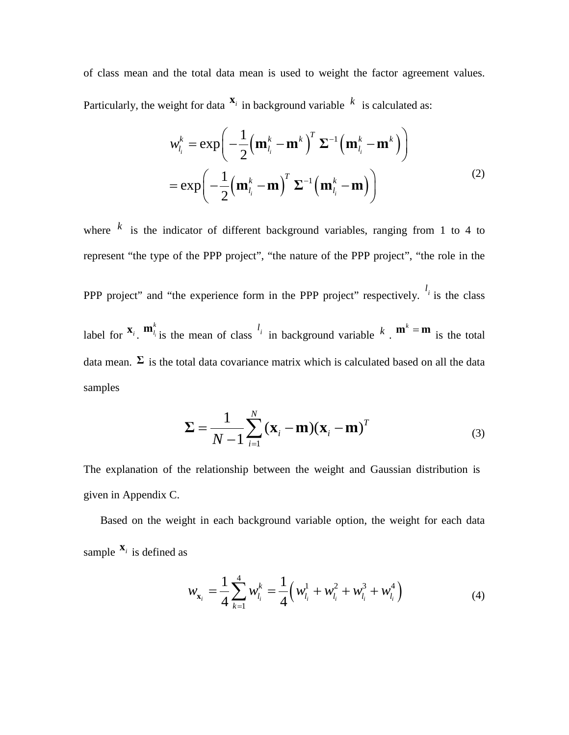of class mean and the total data mean is used to weight the factor agreement values. Particularly, the weight for data $\mathbf{x}_i$ in background variable $k$ is calculated as:

$$
\begin{aligned}
w_{l_i}^k &= \exp\left( -\frac{1}{2}\left(\mathbf{m}_{l_i}^k - \mathbf{m}^k\right)^T \boldsymbol{\Sigma}^{-1}\left(\mathbf{m}_{l_i}^k - \mathbf{m}^k\right)\right) \\
&= \exp\left( -\frac{1}{2}\left(\mathbf{m}_{l_i}^k - \mathbf{m}\right)^T \boldsymbol{\Sigma}^{-1}\left(\mathbf{m}_{l_i}^k - \mathbf{m}\right)\right)
\end{aligned} \tag{2}
$$

where $k$ is the indicator of different background variables, ranging from 1 to 4 to represent "the type of the PPP project", "the nature of the PPP project", "the role in the PPP project" and "the experience form in the PPP project" respectively. $l_i$ is the class label for $\mathbf{x}_i$. $\mathbf{m}_{l_i}^k$ is the mean of class $l_i$ in background variable $k$. $\mathbf{m}^k = \mathbf{m}$ is the total data mean. $\boldsymbol{\Sigma}$ is the total data covariance matrix which is calculated based on all the data samples

$$
\boldsymbol{\Sigma} = \frac{1}{N-1}\sum_{i=1}^{N}(\mathbf{x}_i - \mathbf{m})(\mathbf{x}_i - \mathbf{m})^T \tag{3}
$$

The explanation of the relationship between the weight and Gaussian distribution is given in Appendix C.

Based on the weight in each background variable option, the weight for each data sample $\mathbf{x}_i$ is defined as

$$
w_{\mathbf{x}_i} = \frac{1}{4}\sum_{k=1}^{4} w_{l_i}^k = \frac{1}{4}\left(w_{l_i}^1 + w_{l_i}^2 + w_{l_i}^3 + w_{l_i}^4\right) \tag{4}
$$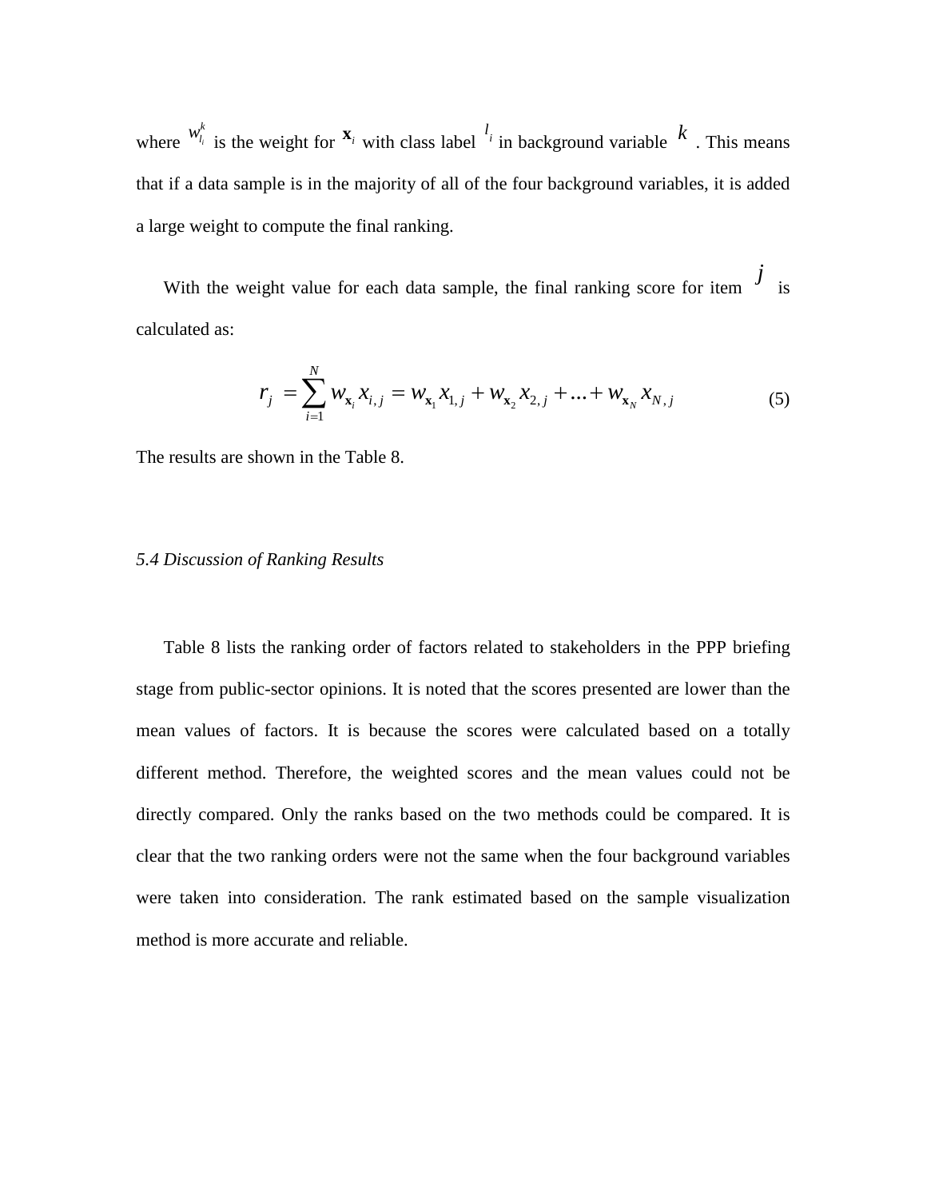where $w_{l_i}^k$ is the weight for $\mathbf{x}_i$ with class label $l_i$ in background variable $k$. This means that if a data sample is in the majority of all of the four background variables, it is added a large weight to compute the final ranking.

With the weight value for each data sample, the final ranking score for item $j$ is calculated as:

$$r_j = \sum_{i=1}^{N} w_{\mathbf{x}_i} x_{i,j} = w_{\mathbf{x}_1} x_{1,j} + w_{\mathbf{x}_2} x_{2,j} + \ldots + w_{\mathbf{x}_N} x_{N,j} \tag{5}$$

The results are shown in the Table 8.

### *5.4 Discussion of Ranking Results*

Table 8 lists the ranking order of factors related to stakeholders in the PPP briefing stage from public-sector opinions. It is noted that the scores presented are lower than the mean values of factors. It is because the scores were calculated based on a totally different method. Therefore, the weighted scores and the mean values could not be directly compared. Only the ranks based on the two methods could be compared. It is clear that the two ranking orders were not the same when the four background variables were taken into consideration. The rank estimated based on the sample visualization method is more accurate and reliable.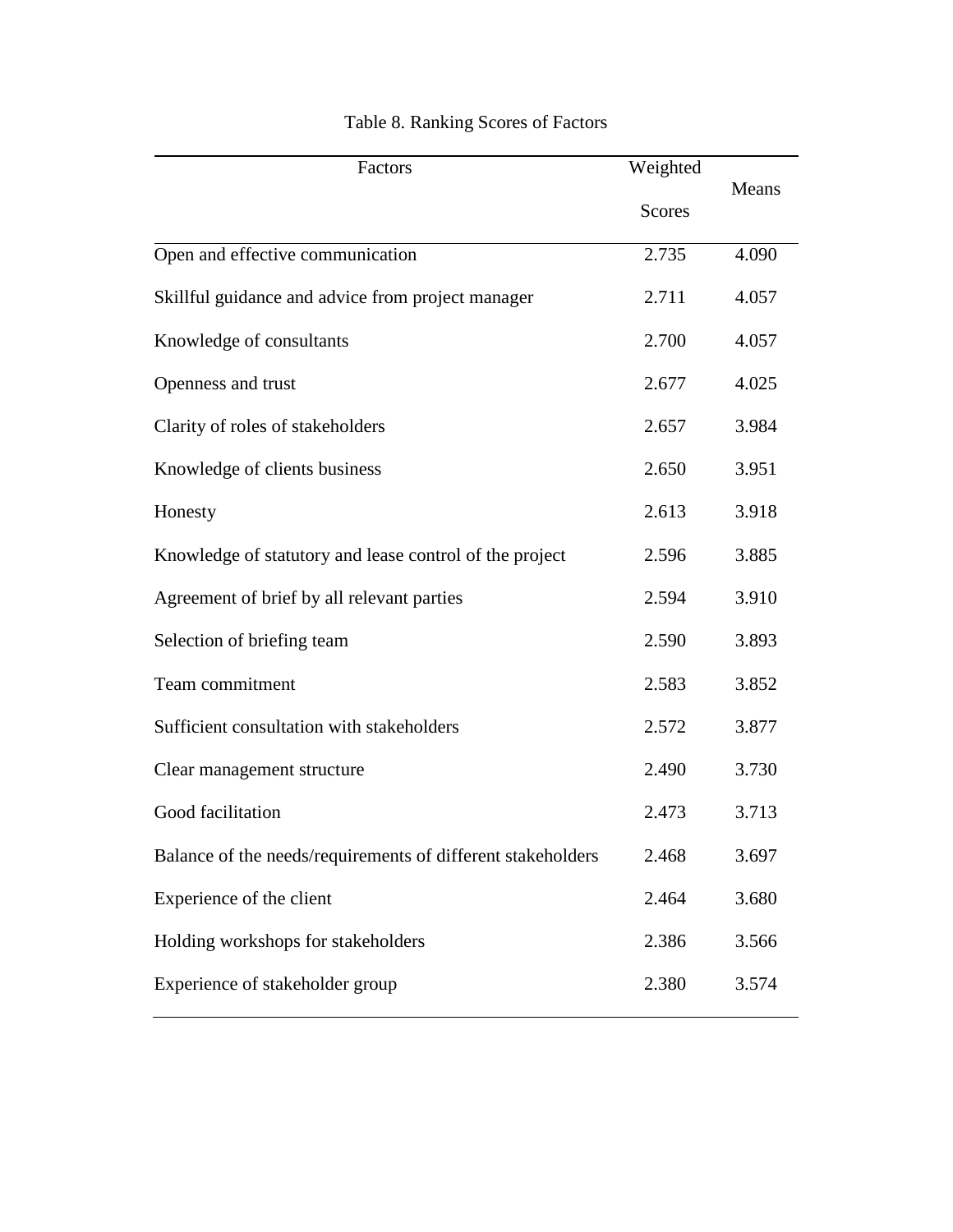Table 8. Ranking Scores of Factors

| Factors | Weighted Scores | Means |
|---|---|---|
| Open and effective communication | 2.735 | 4.090 |
| Skillful guidance and advice from project manager | 2.711 | 4.057 |
| Knowledge of consultants | 2.700 | 4.057 |
| Openness and trust | 2.677 | 4.025 |
| Clarity of roles of stakeholders | 2.657 | 3.984 |
| Knowledge of clients business | 2.650 | 3.951 |
| Honesty | 2.613 | 3.918 |
| Knowledge of statutory and lease control of the project | 2.596 | 3.885 |
| Agreement of brief by all relevant parties | 2.594 | 3.910 |
| Selection of briefing team | 2.590 | 3.893 |
| Team commitment | 2.583 | 3.852 |
| Sufficient consultation with stakeholders | 2.572 | 3.877 |
| Clear management structure | 2.490 | 3.730 |
| Good facilitation | 2.473 | 3.713 |
| Balance of the needs/requirements of different stakeholders | 2.468 | 3.697 |
| Experience of the client | 2.464 | 3.680 |
| Holding workshops for stakeholders | 2.386 | 3.566 |
| Experience of stakeholder group | 2.380 | 3.574 |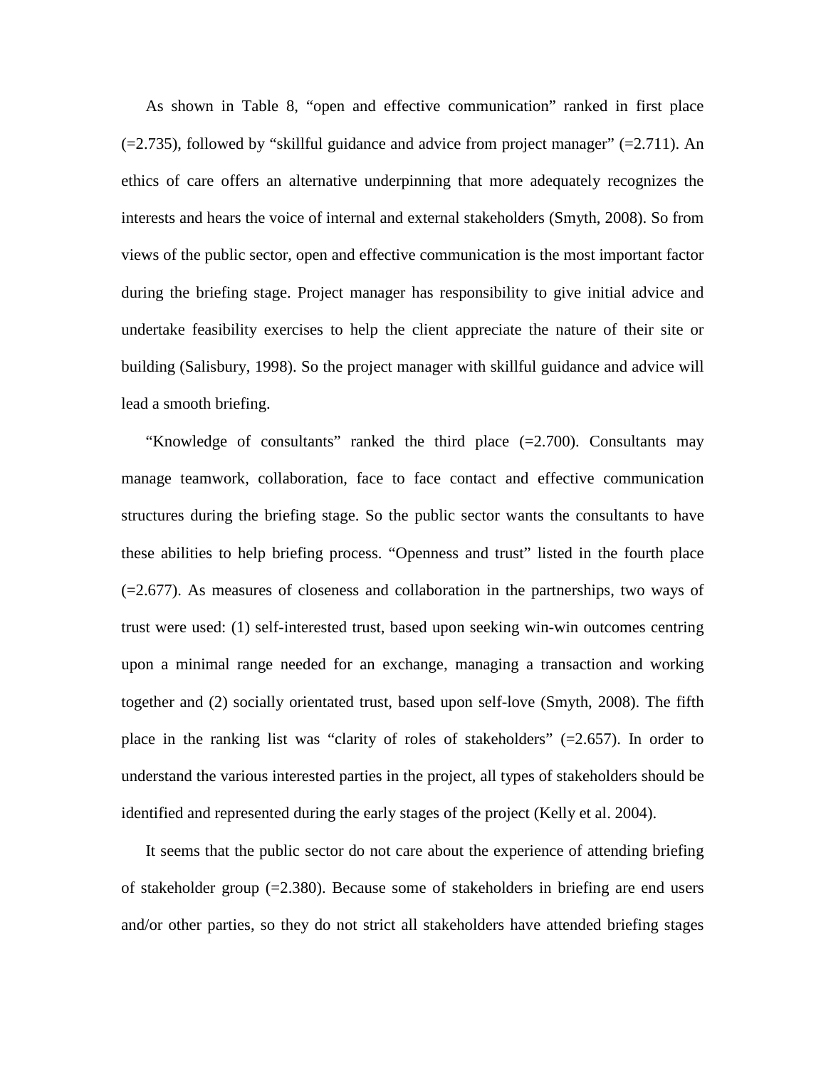As shown in Table 8, "open and effective communication" ranked in first place (=2.735), followed by "skillful guidance and advice from project manager" (=2.711). An ethics of care offers an alternative underpinning that more adequately recognizes the interests and hears the voice of internal and external stakeholders (Smyth, 2008). So from views of the public sector, open and effective communication is the most important factor during the briefing stage. Project manager has responsibility to give initial advice and undertake feasibility exercises to help the client appreciate the nature of their site or building (Salisbury, 1998). So the project manager with skillful guidance and advice will lead a smooth briefing.

"Knowledge of consultants" ranked the third place (=2.700). Consultants may manage teamwork, collaboration, face to face contact and effective communication structures during the briefing stage. So the public sector wants the consultants to have these abilities to help briefing process. "Openness and trust" listed in the fourth place (=2.677). As measures of closeness and collaboration in the partnerships, two ways of trust were used: (1) self-interested trust, based upon seeking win-win outcomes centring upon a minimal range needed for an exchange, managing a transaction and working together and (2) socially orientated trust, based upon self-love (Smyth, 2008). The fifth place in the ranking list was "clarity of roles of stakeholders" (=2.657). In order to understand the various interested parties in the project, all types of stakeholders should be identified and represented during the early stages of the project (Kelly et al. 2004).

It seems that the public sector do not care about the experience of attending briefing of stakeholder group (=2.380). Because some of stakeholders in briefing are end users and/or other parties, so they do not strict all stakeholders have attended briefing stages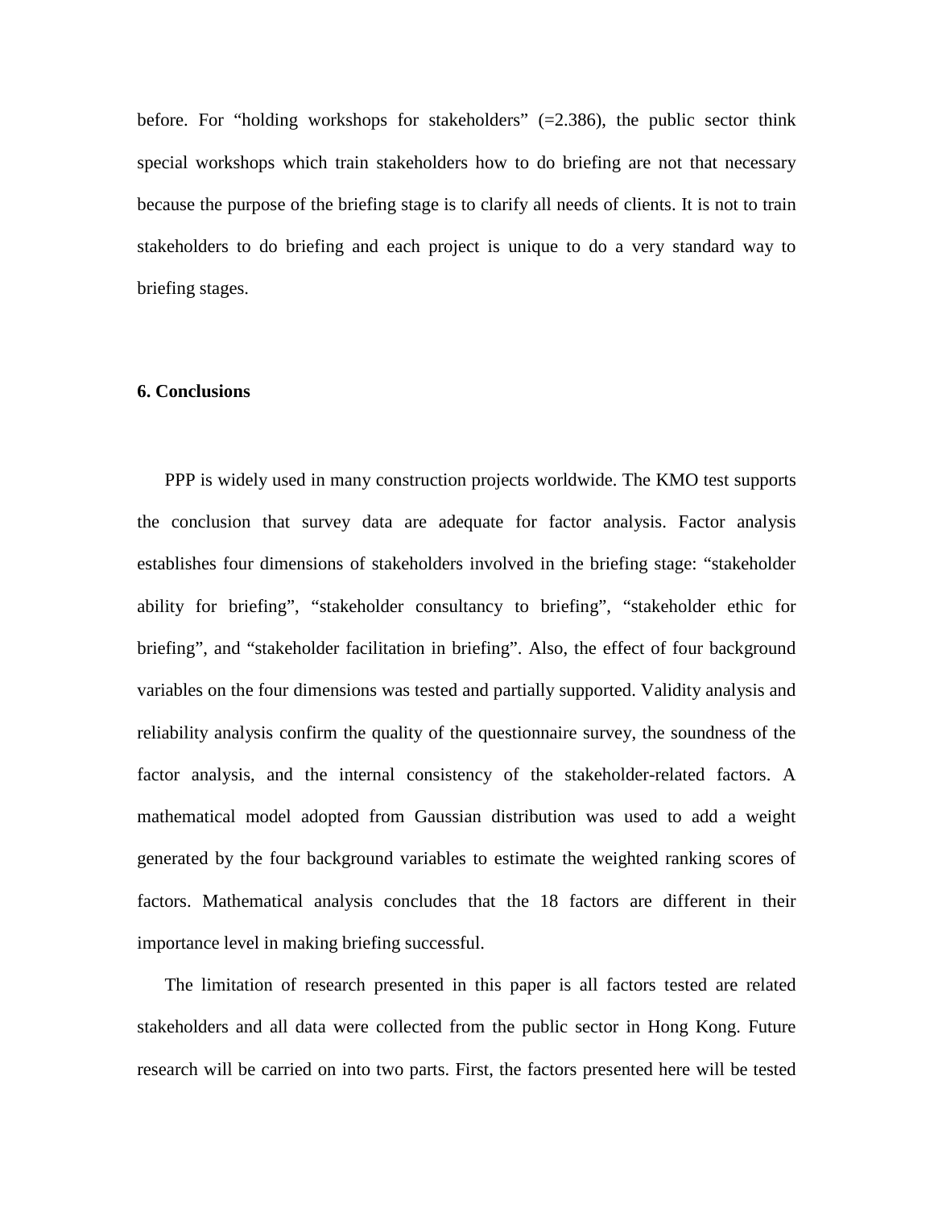before. For “holding workshops for stakeholders” (=2.386), the public sector think special workshops which train stakeholders how to do briefing are not that necessary because the purpose of the briefing stage is to clarify all needs of clients. It is not to train stakeholders to do briefing and each project is unique to do a very standard way to briefing stages.

## 6. Conclusions

PPP is widely used in many construction projects worldwide. The KMO test supports the conclusion that survey data are adequate for factor analysis. Factor analysis establishes four dimensions of stakeholders involved in the briefing stage: “stakeholder ability for briefing”, “stakeholder consultancy to briefing”, “stakeholder ethic for briefing”, and “stakeholder facilitation in briefing”. Also, the effect of four background variables on the four dimensions was tested and partially supported. Validity analysis and reliability analysis confirm the quality of the questionnaire survey, the soundness of the factor analysis, and the internal consistency of the stakeholder-related factors. A mathematical model adopted from Gaussian distribution was used to add a weight generated by the four background variables to estimate the weighted ranking scores of factors. Mathematical analysis concludes that the 18 factors are different in their importance level in making briefing successful.

The limitation of research presented in this paper is all factors tested are related stakeholders and all data were collected from the public sector in Hong Kong. Future research will be carried on into two parts. First, the factors presented here will be tested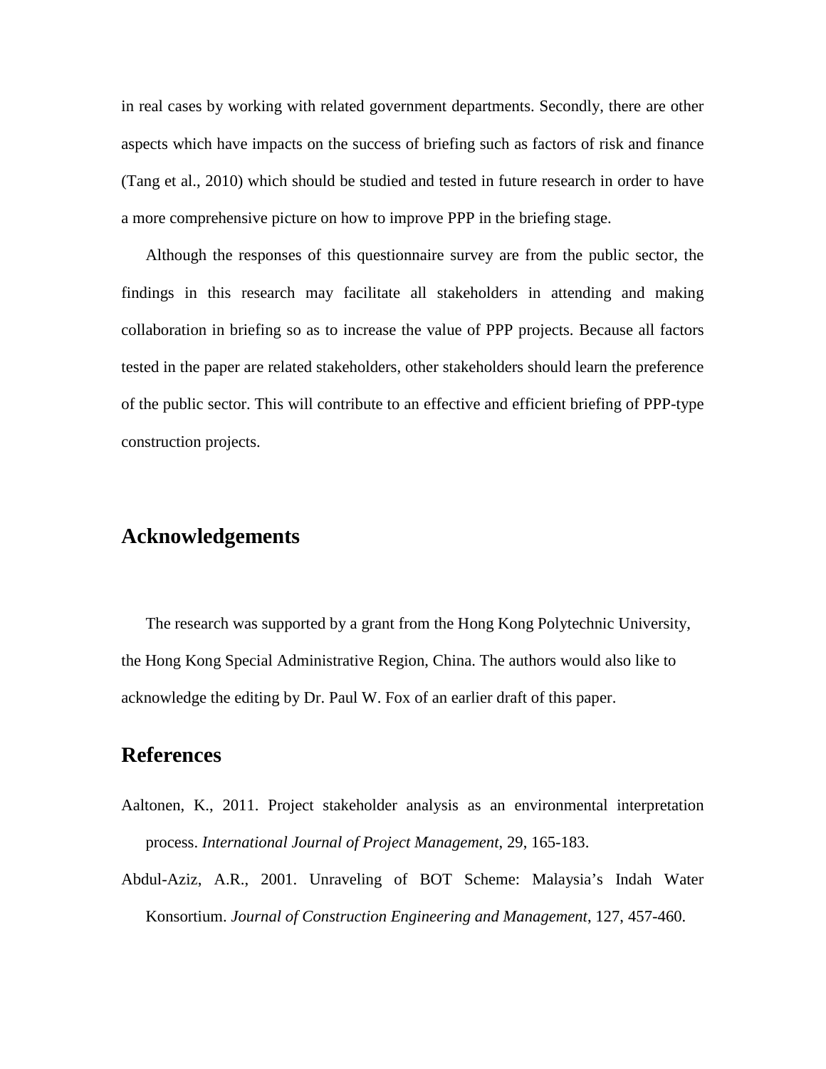in real cases by working with related government departments. Secondly, there are other aspects which have impacts on the success of briefing such as factors of risk and finance (Tang et al., 2010) which should be studied and tested in future research in order to have a more comprehensive picture on how to improve PPP in the briefing stage.

Although the responses of this questionnaire survey are from the public sector, the findings in this research may facilitate all stakeholders in attending and making collaboration in briefing so as to increase the value of PPP projects. Because all factors tested in the paper are related stakeholders, other stakeholders should learn the preference of the public sector. This will contribute to an effective and efficient briefing of PPP-type construction projects.

## Acknowledgements

The research was supported by a grant from the Hong Kong Polytechnic University, the Hong Kong Special Administrative Region, China. The authors would also like to acknowledge the editing by Dr. Paul W. Fox of an earlier draft of this paper.

## References

Aaltonen, K., 2011. Project stakeholder analysis as an environmental interpretation process. *International Journal of Project Management*, 29, 165-183.

Abdul-Aziz, A.R., 2001. Unraveling of BOT Scheme: Malaysia's Indah Water Konsortium. *Journal of Construction Engineering and Management*, 127, 457-460.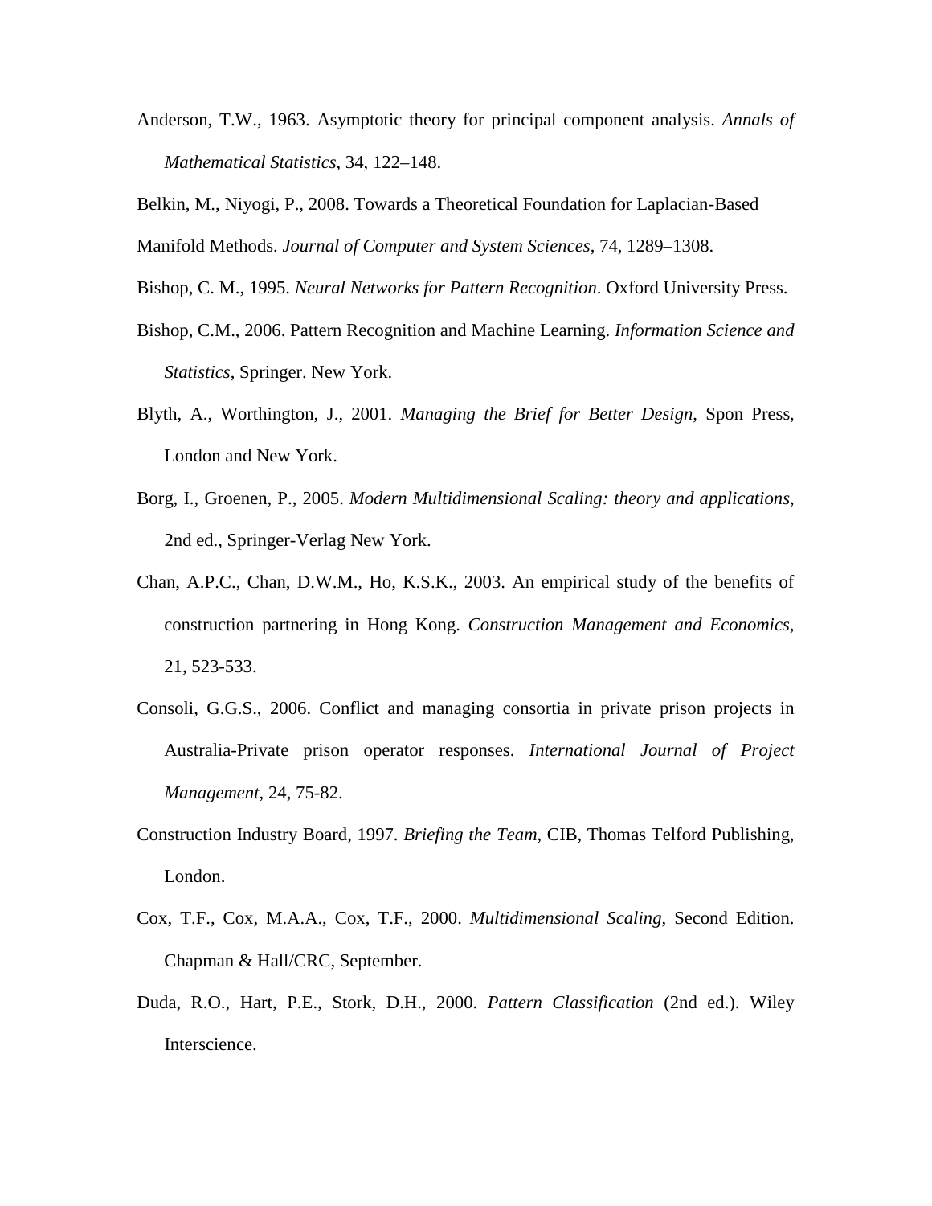Anderson, T.W., 1963. Asymptotic theory for principal component analysis. *Annals of Mathematical Statistics*, 34, 122–148.

Belkin, M., Niyogi, P., 2008. Towards a Theoretical Foundation for Laplacian-Based Manifold Methods. *Journal of Computer and System Sciences*, 74, 1289–1308.

Bishop, C. M., 1995. *Neural Networks for Pattern Recognition*. Oxford University Press.

Bishop, C.M., 2006. Pattern Recognition and Machine Learning. *Information Science and Statistics*, Springer. New York.

Blyth, A., Worthington, J., 2001. *Managing the Brief for Better Design*, Spon Press, London and New York.

Borg, I., Groenen, P., 2005. *Modern Multidimensional Scaling: theory and applications*, 2nd ed., Springer-Verlag New York.

Chan, A.P.C., Chan, D.W.M., Ho, K.S.K., 2003. An empirical study of the benefits of construction partnering in Hong Kong. *Construction Management and Economics*, 21, 523-533.

Consoli, G.G.S., 2006. Conflict and managing consortia in private prison projects in Australia-Private prison operator responses. *International Journal of Project Management*, 24, 75-82.

Construction Industry Board, 1997. *Briefing the Team*, CIB, Thomas Telford Publishing, London.

Cox, T.F., Cox, M.A.A., Cox, T.F., 2000. *Multidimensional Scaling*, Second Edition. Chapman & Hall/CRC, September.

Duda, R.O., Hart, P.E., Stork, D.H., 2000. *Pattern Classification* (2nd ed.). Wiley Interscience.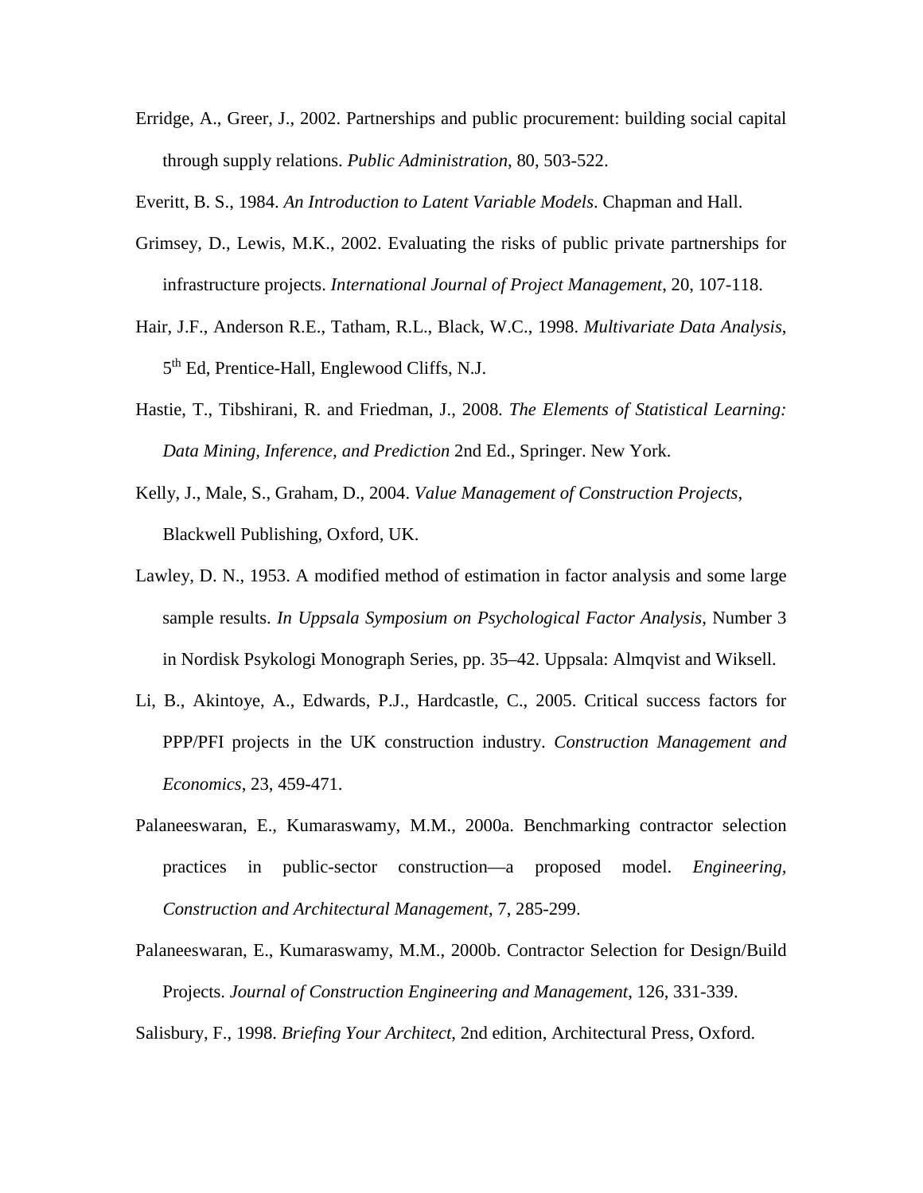Erridge, A., Greer, J., 2002. Partnerships and public procurement: building social capital through supply relations. *Public Administration*, 80, 503-522.

Everitt, B. S., 1984. *An Introduction to Latent Variable Models*. Chapman and Hall.

Grimsey, D., Lewis, M.K., 2002. Evaluating the risks of public private partnerships for infrastructure projects. *International Journal of Project Management*, 20, 107-118.

Hair, J.F., Anderson R.E., Tatham, R.L., Black, W.C., 1998. *Multivariate Data Analysis*, 5th Ed, Prentice-Hall, Englewood Cliffs, N.J.

Hastie, T., Tibshirani, R. and Friedman, J., 2008. *The Elements of Statistical Learning: Data Mining, Inference, and Prediction* 2nd Ed., Springer. New York.

Kelly, J., Male, S., Graham, D., 2004. *Value Management of Construction Projects*, Blackwell Publishing, Oxford, UK.

Lawley, D. N., 1953. A modified method of estimation in factor analysis and some large sample results. *In Uppsala Symposium on Psychological Factor Analysis*, Number 3 in Nordisk Psykologi Monograph Series, pp. 35–42. Uppsala: Almqvist and Wiksell.

Li, B., Akintoye, A., Edwards, P.J., Hardcastle, C., 2005. Critical success factors for PPP/PFI projects in the UK construction industry. *Construction Management and Economics*, 23, 459-471.

Palaneeswaran, E., Kumaraswamy, M.M., 2000a. Benchmarking contractor selection practices in public-sector construction—a proposed model. *Engineering, Construction and Architectural Management*, 7, 285-299.

Palaneeswaran, E., Kumaraswamy, M.M., 2000b. Contractor Selection for Design/Build Projects. *Journal of Construction Engineering and Management*, 126, 331-339.

Salisbury, F., 1998. *Briefing Your Architect*, 2nd edition, Architectural Press, Oxford.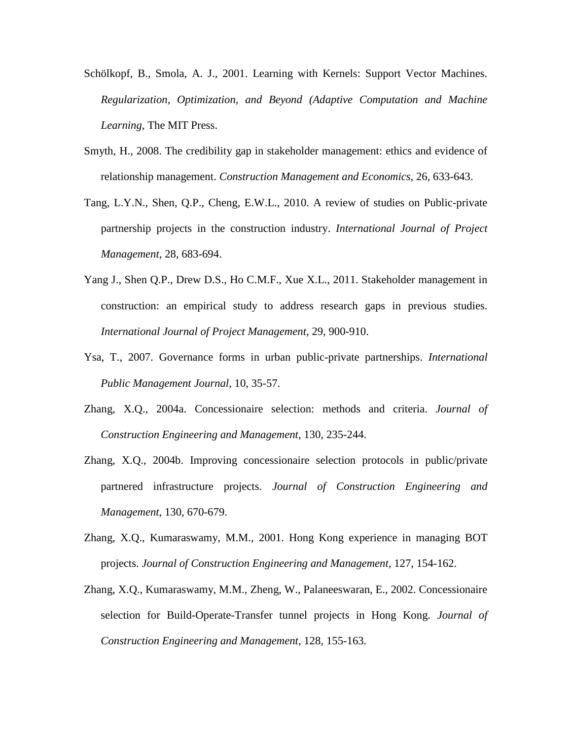Schölkopf, B., Smola, A. J., 2001. Learning with Kernels: Support Vector Machines. *Regularization, Optimization, and Beyond (Adaptive Computation and Machine Learning*, The MIT Press.

Smyth, H., 2008. The credibility gap in stakeholder management: ethics and evidence of relationship management. *Construction Management and Economics*, 26, 633-643.

Tang, L.Y.N., Shen, Q.P., Cheng, E.W.L., 2010. A review of studies on Public-private partnership projects in the construction industry. *International Journal of Project Management*, 28, 683-694.

Yang J., Shen Q.P., Drew D.S., Ho C.M.F., Xue X.L., 2011. Stakeholder management in construction: an empirical study to address research gaps in previous studies. *International Journal of Project Management*, 29, 900-910.

Ysa, T., 2007. Governance forms in urban public-private partnerships. *International Public Management Journal*, 10, 35-57.

Zhang, X.Q., 2004a. Concessionaire selection: methods and criteria. *Journal of Construction Engineering and Management*, 130, 235-244.

Zhang, X.Q., 2004b. Improving concessionaire selection protocols in public/private partnered infrastructure projects. *Journal of Construction Engineering and Management*, 130, 670-679.

Zhang, X.Q., Kumaraswamy, M.M., 2001. Hong Kong experience in managing BOT projects. *Journal of Construction Engineering and Management*, 127, 154-162.

Zhang, X.Q., Kumaraswamy, M.M., Zheng, W., Palaneeswaran, E., 2002. Concessionaire selection for Build-Operate-Transfer tunnel projects in Hong Kong. *Journal of Construction Engineering and Management*, 128, 155-163.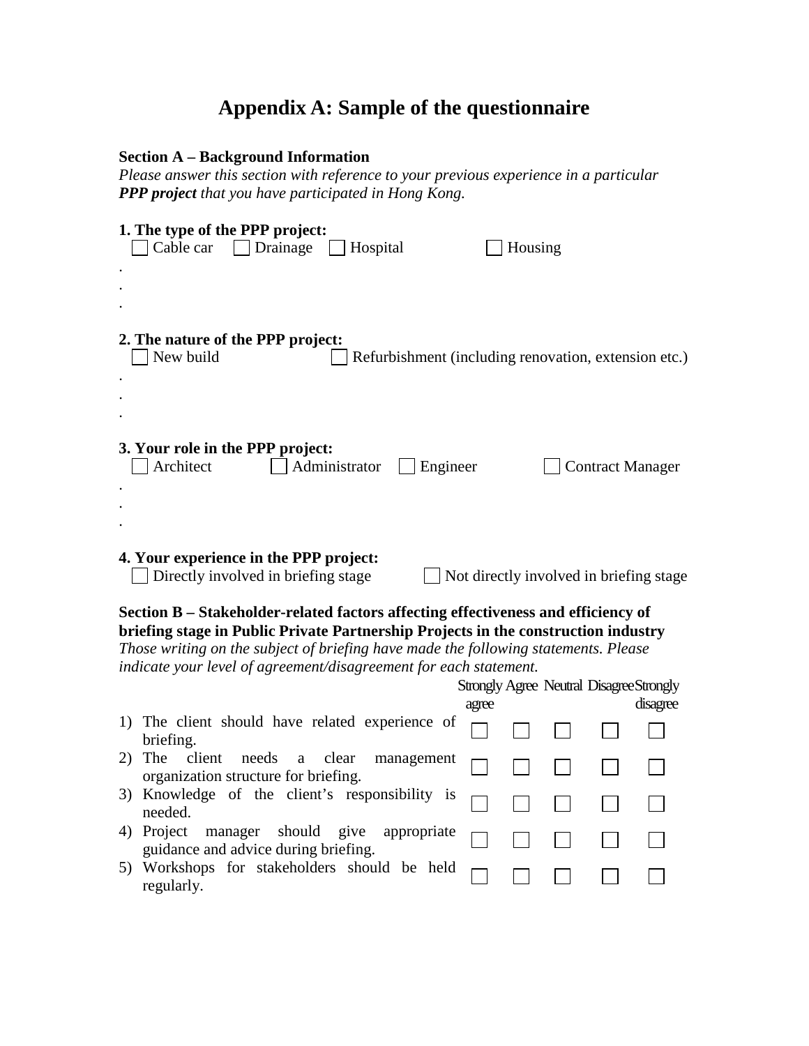# Appendix A: Sample of the questionnaire

**Section A – Background Information**

*Please answer this section with reference to your previous experience in a particular **PPP project** that you have participated in Hong Kong.*

**1. The type of the PPP project:**

☐ Cable car ☐ Drainage ☐ Hospital ☐ Housing

.
.
.

**2. The nature of the PPP project:**

☐ New build ☐ Refurbishment (including renovation, extension etc.)

.
.
.

**3. Your role in the PPP project:**

☐ Architect ☐ Administrator ☐ Engineer ☐ Contract Manager

.
.
.

**4. Your experience in the PPP project:**

☐ Directly involved in briefing stage ☐ Not directly involved in briefing stage

**Section B – Stakeholder-related factors affecting effectiveness and efficiency of briefing stage in Public Private Partnership Projects in the construction industry**

*Those writing on the subject of briefing have made the following statements. Please indicate your level of agreement/disagreement for each statement.*

| | Strongly agree | Agree | Neutral | Disagree | Strongly disagree |
|---|---|---|---|---|---|
| 1) The client should have related experience of briefing. | ☐ | ☐ | ☐ | ☐ | ☐ |
| 2) The client needs a clear management organization structure for briefing. | ☐ | ☐ | ☐ | ☐ | ☐ |
| 3) Knowledge of the client's responsibility is needed. | ☐ | ☐ | ☐ | ☐ | ☐ |
| 4) Project manager should give appropriate guidance and advice during briefing. | ☐ | ☐ | ☐ | ☐ | ☐ |
| 5) Workshops for stakeholders should be held regularly. | ☐ | ☐ | ☐ | ☐ | ☐ |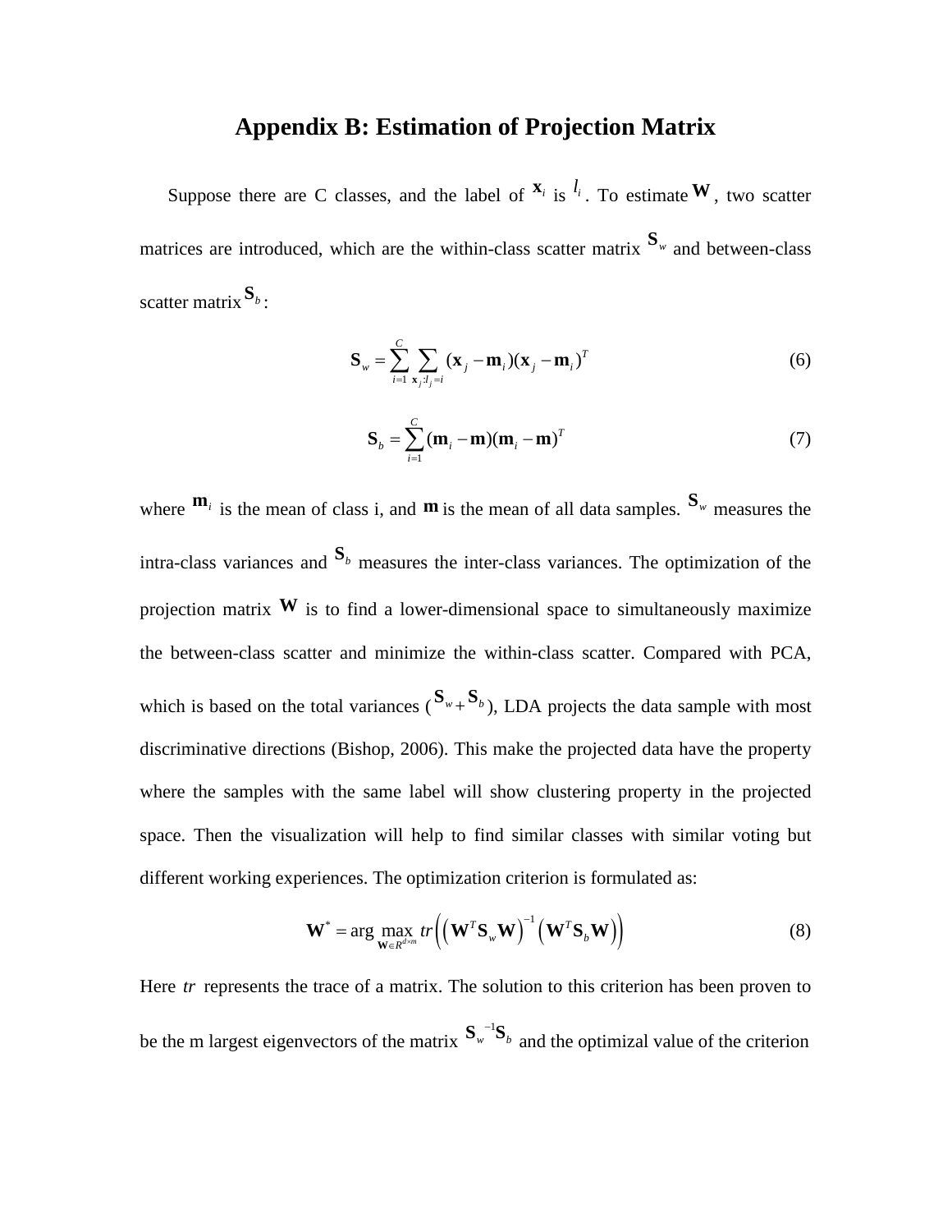# Appendix B: Estimation of Projection Matrix

Suppose there are C classes, and the label of $\mathbf{x}_i$ is $l_i$. To estimate $\mathbf{W}$, two scatter matrices are introduced, which are the within-class scatter matrix $\mathbf{S}_w$ and between-class scatter matrix $\mathbf{S}_b$:

$$\mathbf{S}_w = \sum_{i=1}^{C} \sum_{\mathbf{x}_j : l_j = i} (\mathbf{x}_j - \mathbf{m}_i)(\mathbf{x}_j - \mathbf{m}_i)^T \tag{6}$$

$$\mathbf{S}_b = \sum_{i=1}^{C} (\mathbf{m}_i - \mathbf{m})(\mathbf{m}_i - \mathbf{m})^T \tag{7}$$

where $\mathbf{m}_i$ is the mean of class i, and $\mathbf{m}$ is the mean of all data samples. $\mathbf{S}_w$ measures the intra-class variances and $\mathbf{S}_b$ measures the inter-class variances. The optimization of the projection matrix $\mathbf{W}$ is to find a lower-dimensional space to simultaneously maximize the between-class scatter and minimize the within-class scatter. Compared with PCA, which is based on the total variances ($\mathbf{S}_w + \mathbf{S}_b$), LDA projects the data sample with most discriminative directions (Bishop, 2006). This make the projected data have the property where the samples with the same label will show clustering property in the projected space. Then the visualization will help to find similar classes with similar voting but different working experiences. The optimization criterion is formulated as:

$$\mathbf{W}^* = \arg \max_{\mathbf{W} \in R^{d \times m}} tr\left( \left( \mathbf{W}^T \mathbf{S}_w \mathbf{W} \right)^{-1} \left( \mathbf{W}^T \mathbf{S}_b \mathbf{W} \right) \right) \tag{8}$$

Here $tr$ represents the trace of a matrix. The solution to this criterion has been proven to be the m largest eigenvectors of the matrix $\mathbf{S}_w^{-1}\mathbf{S}_b$ and the optimizal value of the criterion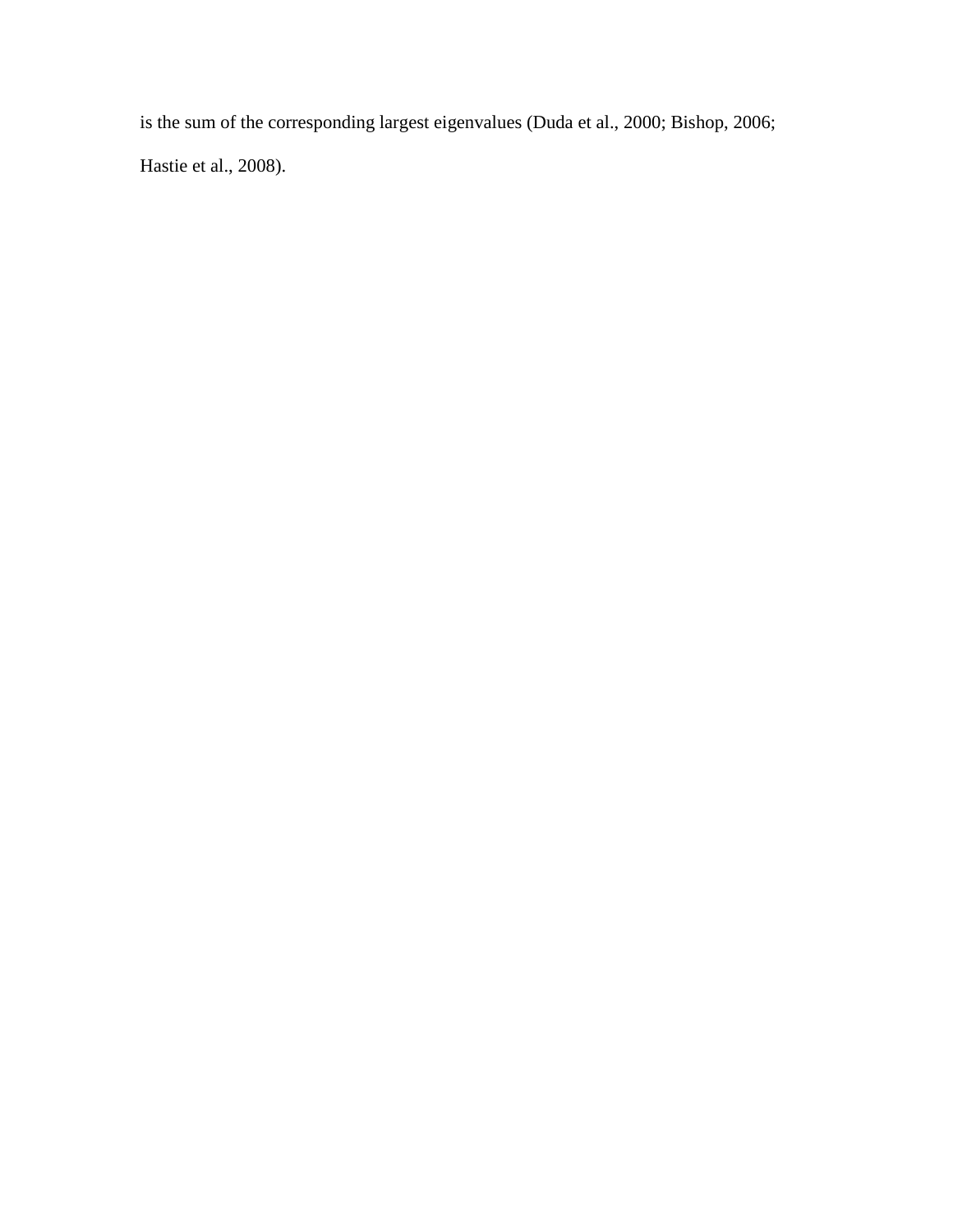is the sum of the corresponding largest eigenvalues (Duda et al., 2000; Bishop, 2006; Hastie et al., 2008).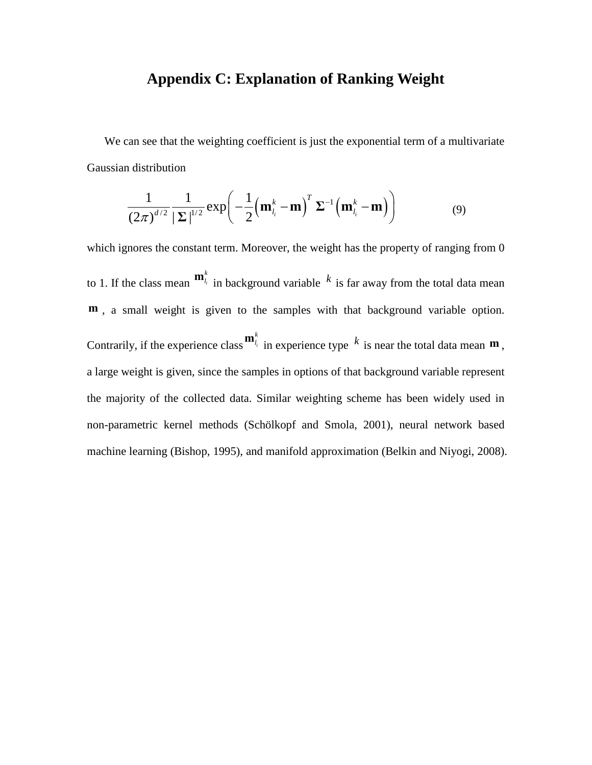# Appendix C: Explanation of Ranking Weight

We can see that the weighting coefficient is just the exponential term of a multivariate Gaussian distribution

$$\frac{1}{(2\pi)^{d/2}} \frac{1}{|\mathbf{\Sigma}|^{1/2}} \exp\left( -\frac{1}{2}\left(\mathbf{m}_{l_i}^{k} - \mathbf{m}\right)^{T} \mathbf{\Sigma}^{-1} \left(\mathbf{m}_{l_i}^{k} - \mathbf{m}\right) \right) \tag{9}$$

which ignores the constant term. Moreover, the weight has the property of ranging from 0 to 1. If the class mean $\mathbf{m}_{l_i}^{k}$ in background variable $k$ is far away from the total data mean $\mathbf{m}$, a small weight is given to the samples with that background variable option. Contrarily, if the experience class $\mathbf{m}_{l_i}^{k}$ in experience type $k$ is near the total data mean $\mathbf{m}$, a large weight is given, since the samples in options of that background variable represent the majority of the collected data. Similar weighting scheme has been widely used in non-parametric kernel methods (Schölkopf and Smola, 2001), neural network based machine learning (Bishop, 1995), and manifold approximation (Belkin and Niyogi, 2008).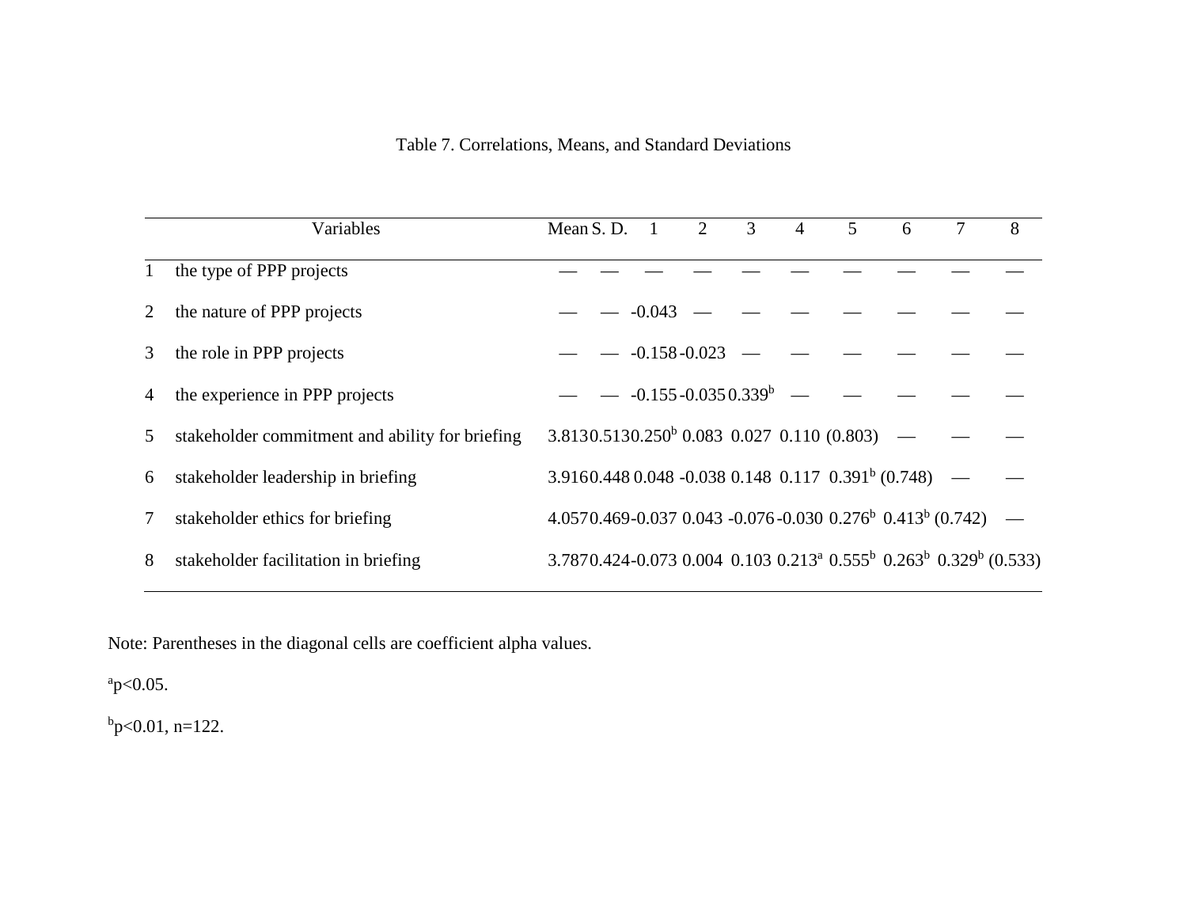Table 7. Correlations, Means, and Standard Deviations

| | Variables | Mean | S. D. | 1 | 2 | 3 | 4 | 5 | 6 | 7 | 8 |
|---|---|---|---|---|---|---|---|---|---|---|---|
| 1 | the type of PPP projects | — | — | — | — | — | — | — | — | — | — |
| 2 | the nature of PPP projects | — | — | -0.043 | — | — | — | — | — | — | — |
| 3 | the role in PPP projects | — | — | -0.158 | -0.023 | — | — | — | — | — | — |
| 4 | the experience in PPP projects | — | — | -0.155 | -0.035 | 0.339[b] | — | — | — | — | — |
| 5 | stakeholder commitment and ability for briefing | 3.813 | 0.513 | 0.250[b] | 0.083 | 0.027 | 0.110 | (0.803) | — | — | — |
| 6 | stakeholder leadership in briefing | 3.916 | 0.448 | 0.048 | -0.038 | 0.148 | 0.117 | 0.391[b] | (0.748) | — | — |
| 7 | stakeholder ethics for briefing | 4.057 | 0.469 | -0.037 | 0.043 | -0.076 | -0.030 | 0.276[b] | 0.413[b] | (0.742) | — |
| 8 | stakeholder facilitation in briefing | 3.787 | 0.424 | -0.073 | 0.004 | 0.103 | 0.213[a] | 0.555[b] | 0.263[b] | 0.329[b] | (0.533) |

Note: Parentheses in the diagonal cells are coefficient alpha values.

[a]$p<0.05$.

[b]$p<0.01$, n=122.